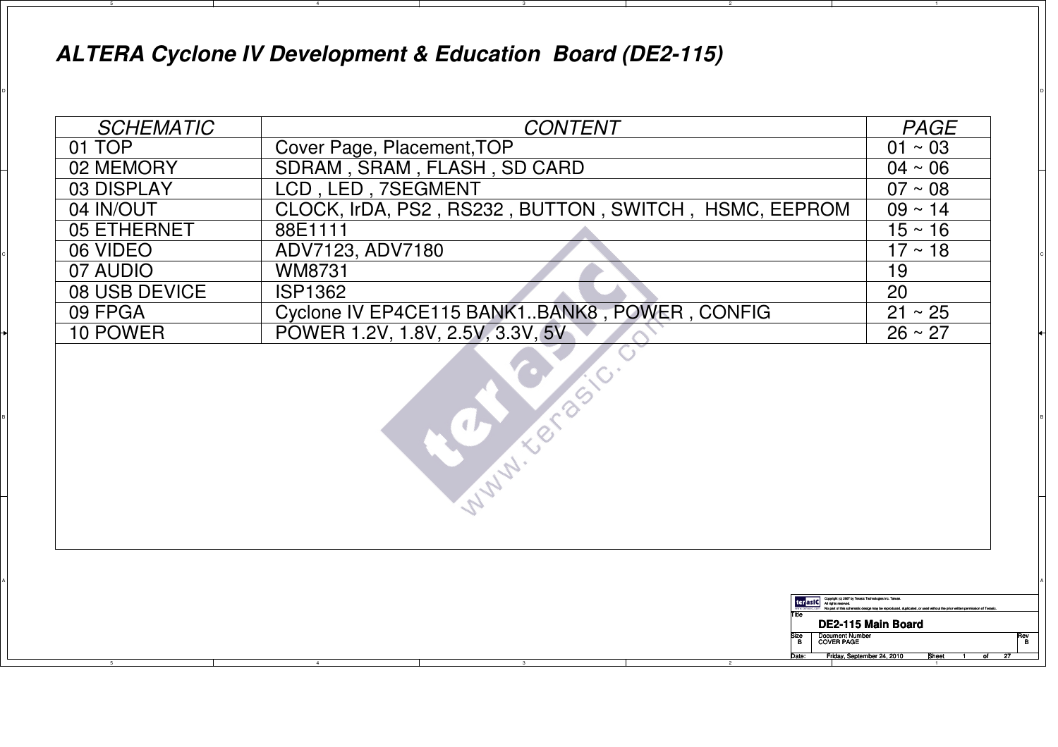# ALTERA Cyclone IV Development & Education Board (DE2-115)

| SCHEMATIC | CONTENT | PAGE |
|---|---|---|
| 01 TOP | Cover Page, Placement,TOP | 01 ~ 03 |
| 02 MEMORY | SDRAM , SRAM , FLASH , SD CARD | 04 ~ 06 |
| 03 DISPLAY | LCD , LED , 7SEGMENT | 07 ~ 08 |
| 04 IN/OUT | CLOCK, IrDA, PS2 , RS232 , BUTTON , SWITCH , HSMC, EEPROM | 09 ~ 14 |
| 05 ETHERNET | 88E1111 | 15 ~ 16 |
| 06 VIDEO | ADV7123, ADV7180 | 17 ~ 18 |
| 07 AUDIO | WM8731 | 19 |
| 08 USB DEVICE | ISP1362 | 20 |
| 09 FPGA | Cyclone IV EP4CE115 BANK1..BANK8 , POWER , CONFIG | 21 ~ 25 |
| 10 POWER | POWER 1.2V, 1.8V, 2.5V, 3.3V, 5V | 26 ~ 27 |

Copyright (c) 2007 by Terasic Technologies Inc. Taiwan.
All rights reserved.
No part of this schematic design may be reproduced, duplicated, or used without the prior written permission of Terasic.

| Title | DE2-115 Main Board | | |
|---|---|---|---|
| Size | Document Number | | Rev |
| B | COVER PAGE | | B |
| Date: | Friday, September 24, 2010 | Sheet 1 of 27 | |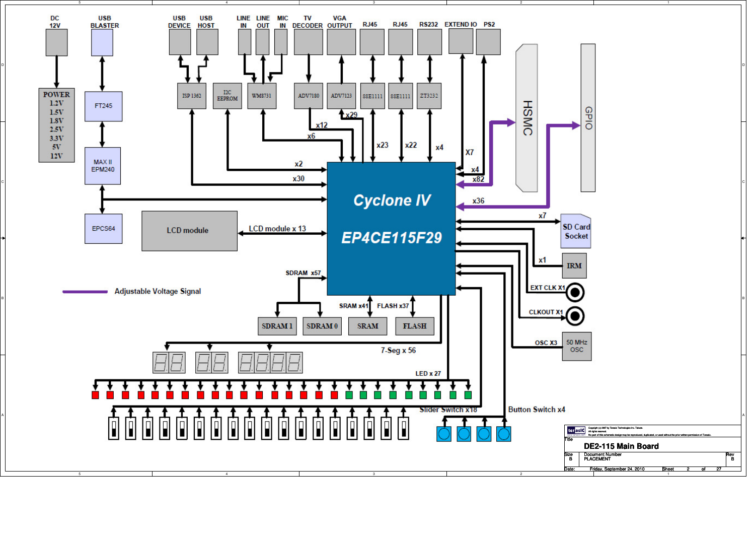DC 12V

USB BLASTER

USB DEVICE

USB HOST

LINE IN

LINE OUT

MIC IN

TV DECODER

VGA OUTPUT

RJ45

RJ45

RS232

EXTEND IO

PS2

POWER
1.2V
1.5V
1.8V
2.5V
3.3V
5V
12V

FT245

MAX II
EPM240

EPCS64

ISP 1362

I2C EEPROM

WM8731

ADV7180

ADV7123

88E1111

88E1111

ZT3232

HSMC

GPIO

x12

x29

x6

x23

x22

x4

X7

x2

x4

x30

x82

x36

Cyclone IV

EP4CE115F29

LCD module

LCD module x 13

x7

SD Card Socket

x1

IRM

EXT CLK X1

CLKOUT X1

OSC X3

50 MHz OSC

SDRAM x57

SRAM x41

FLASH x37

SDRAM 1

SDRAM 0

SRAM

FLASH

7-Seg x 56

LED x 27

Slider Switch x18

Button Switch x4

Adjustable Voltage Signal

Copyright (c) 2007 by Terasic Technologies Inc. Taiwan.
All rights reserved.
No part of this schematic design may be reproduced, duplicated, or used without the prior written permission of Terasic.

| Title | | |
|---|---|---|
| DE2-115 Main Board | | |
| Size: B | Document Number: PLACEMENT | Rev: B |
| Date: Friday, September 24, 2010 | Sheet 2 of 27 | |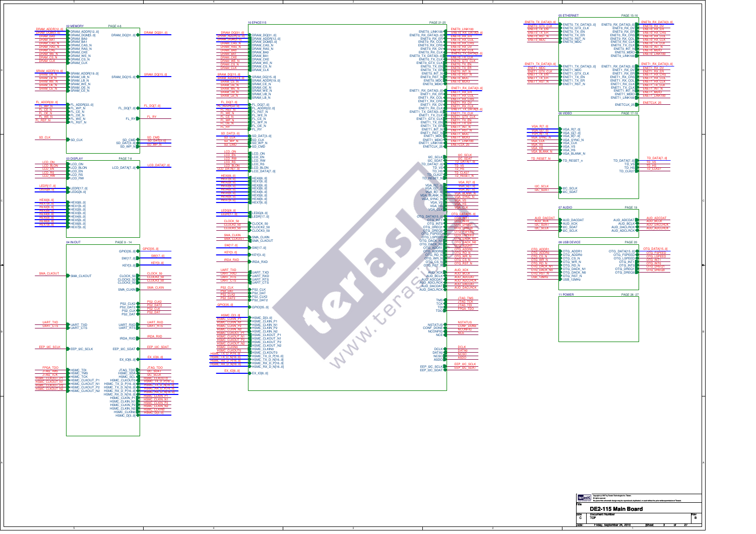# DE2-115 Main Board

## 02 MEMORY (PAGE 4-6)

Inputs: DRAM_ADDR[12..0], DRAM_DQM[3..0], DRAM_BA0, DRAM_BA1, DRAM_CAS_N, DRAM_RAS_N, DRAM_CKE, DRAM_WE_N, DRAM_CS_N, DRAM_CLK, SRAM_ADDR[19..0], SRAM_UB_N, SRAM_LB_N, SRAM_WE_N, SRAM_OE_N, SRAM_CE_N, FL_ADDR[22..0], FL_WP_N, FL_CE_N, FL_OE_N, FL_WE_N, FL_RST_N, SD_CLK

Outputs: DRAM_DQ[31..0], SRAM_DQ[15..0], FL_DQ[7..0], FL_RY, SD_CMD, SD_DAT[3..0], SD_WP_N

## 03 DISPLAY (PAGE 7-8)

Inputs: LCD_ON, LCD_BLON, LCD_EN, LCD_RS, LCD_RW, LEDR[17..0], LEDG[8..0], HEX0[6..0], HEX1[6..0], HEX2[6..0], HEX3[6..0], HEX4[6..0], HEX5[6..0], HEX6[6..0], HEX7[6..0]

Outputs: LCD_DATA[7..0]

## 04 IN/OUT (PAGE 9 - 14)

Inputs: SMA_CLKOUT, UART_TXD, UART_CTS, EEP_I2C_SCLK, HSMC_TDI, HSMC_TMS, HSMC_TCK, HSMC_CLKOUT_P1, HSMC_CLKOUT_N1, HSMC_CLKOUT_P2, HSMC_CLKOUT_N2

Outputs: GPIO[35..0], SW[17..0], KEY[3..0], CLOCK_50, CLOCK2_50, CLOCK3_50, SMA_CLKIN, PS2_CLK2, PS2_DAT2, PS2_CLK, PS2_DAT, UART_RXD, UART_RTS, IRDA_RXD, EEP_I2C_SDAT, EX_IO[6..0], JTAG_TDO, HSMC_SDA, HSMC_SCL, HSMC_CLKOUT0, HSMC_TX_D_P[16..0], HSMC_TX_D_N[16..0], HSMC_RX_D_P[16..0], HSMC_RX_D_N[16..0], HSMC_CLKIN_P1, HSMC_CLKIN_N1, HSMC_CLKIN_P2, HSMC_CLKIN_N2, HSMC_CLKIN0, HSMC_D[3..0]

Nets: FPGA_TDO, JTAG_TMS, JTAG_TCK, I2C_SDAT, I2C_SCLK, HSMC_CLKIN_P1, HSMC_CLKIN_N1, HSMC_CLKIN_P2, HSMC_CLKIN_N2

## 10 EP4CE115 (PAGE 21-25)

Left side: DRAM_DQ[31..0], DRAM_ADDR[12..0], DRAM_DQM[3..0], DRAM_CAS_N, DRAM_RAS_N, DRAM_BA0, DRAM_BA1, DRAM_CKE, DRAM_WE_N, DRAM_CS_N, DRAM_CLK, SRAM_DQ[15..0], SRAM_ADDR[19..0], SRAM_CE_N, SRAM_OE_N, SRAM_WE_N, SRAM_UB_N, SRAM_LB_N, FL_DQ[7..0], FL_ADDR[22..0], FL_RST_N, FL_WE_N, FL_CE_N, FL_OE_N, FL_WP_N, FL_RY, SD_DAT[3..0], SD_CLK, SD_WP_N, SD_CMD, LCD_ON, LCD_EN, LCD_RW, LCD_RS, LCD_BLON, LCD_DATA[7..0], HEX0[6..0], HEX1[6..0], HEX2[6..0], HEX3[6..0], HEX4[6..0], HEX5[6..0], HEX6[6..0], HEX7[6..0], LEDG[8..0], LEDR[17..0], CLOCK_50, CLOCK2_50, CLOCK3_50, SMA_CLKIN, SMA_CLKOUT, SW[17..0], KEY[3..0], IRDA_RXD, UART_TXD, UART_RXD, UART_RTS, UART_CTS, PS2_CLK, PS2_DAT, PS2_CLK2, PS2_DAT2, GPIO[35..0], HSMC_D[3..0], HSMC_CLKIN_P1, HSMC_CLKIN_N1, HSMC_CLKIN_P2, HSMC_CLKIN_N2, HSMC_CLKOUT_P1, HSMC_CLKOUT_N1, HSMC_CLKOUT_P2, HSMC_CLKOUT_N2, HSMC_CLKIN0, HSMC_CLKOUT0, HSMC_TX_D_P[16..0], HSMC_TX_D_N[16..0], HSMC_RX_D_P[16..0], HSMC_RX_D_N[16..0], EX_IO[6..0]

Right side: ENET0_LINK100, ENET0_RX_DATA[3..0], ENET0_RX_ER, ENET0_RX_COL, ENET0_RX_CRS, ENET0_RX_DV, ENET0_RX_CLK, ENET0_TX_DATA[3..0], ENET0_TX_CLK, ENET0_GTX_CLK, ENET0_TX_EN, ENET0_TX_ER, ENET0_INT_N, ENET0_RST_N, ENET0_MDC, ENET0_MDIO, ENET1_RX_DATA[3..0], ENET1_RX_ER, ENET1_RX_COL, ENET1_RX_CRS, ENET1_RX_DV, ENET1_RX_CLK, ENET1_TX_DATA[3..0], ENET1_TX_CLK, ENET1_GTX_CLK, ENET1_TX_EN, ENET1_TX_ER, ENET1_INT_N, ENET1_RST_N, ENET1_MDC, ENET1_MDIO, ENET1_LINK100, ENETCLK_25, I2C_SCLK, I2C_SDAT, TD_DATA[7..0], TD_VS, TD_HS, TD_CLK27, TD_RESET_N, VGA_R[7..0], VGA_G[7..0], VGA_B[7..0], VGA_BLANK_N, VGA_SYNC_N, VGA_VS, VGA_HS, VGA_CLK, OTG_DATA[15..0], OTG_INT1, OTG_INT0, OTG_DREQ1, OTG_DREQ0, OTG_FSPEED, OTG_LSPEED, OTG_DACK_N1, OTG_DACK_N0, OTG_ADDR1, OTG_ADDR0, OTG_RD_N, OTG_WR_N, OTG_CS_N, OTG_RST_N, AUD_XCK, AUD_BCLK, AUD_ADCDAT, AUD_ADCLRCK, AUD_DACDAT, AUD_DACLRCK, TMS (JTAG_TMS), TCK (JTAG_TCK), TDI (JTAG_TDI), TDO (FPGA_TDO), NSTATUS, CONF_DONE, NCONFIG, NCE, DCLK, DATA0, NCSO, ASDO, EEP_I2C_SCLK, EEP_I2C_SDAT

## 05 ETHERNET (PAGE 15-16)

Inputs: ENET0_TX_DATA[3..0], ENET0_GTX_CLK, ENET0_TX_EN, ENET0_TX_ER, ENET0_RST_N, ENET0_MDC, ENET1_TX_DATA[3..0], ENET1_MDC, ENET1_GTX_CLK, ENET1_TX_EN, ENET1_TX_ER, ENET1_RST_N

Outputs: ENET0_RX_DATA[3..0], ENET0_RX_DV, ENET0_RX_ER, ENET0_RX_CRS, ENET0_RX_COL, ENET0_RX_CLK, ENET0_TX_CLK, ENET0_INT_N, ENET0_MDIO, ENET0_LINK100, ENET1_RX_DATA[3..0], ENET1_RX_DV, ENET1_RX_ER, ENET1_RX_CRS, ENET1_RX_COL, ENET1_RX_CLK, ENET1_TX_CLK, ENET1_INT_N, ENET1_MDIO, ENET1_LINK100, ENETCLK_25

## 06 VIDEO (PAGE 17-18)

Inputs: VGA_R[7..0], VGA_G[7..0], VGA_B[7..0], VGA_SYNC_N, VGA_CLK, VGA_VS, VGA_HS, VGA_BLANK_N, TD_RESET_n, I2C_SCLK, I2C_SDAT

Outputs: TD_DATA[7..0], TD_VS, TD_HS, TD_CLK27

## 07 AUDIO (PAGE 19)

Inputs: AUD_DACDAT, AUD_XCK, I2C_SDAT, I2C_SCLK

Outputs: AUD_ADCDAT, AUD_BCLK, AUD_DACLRCK, AUD_ADCLRCK

## 08 USB DEVICE (PAGE 20)

Inputs: OTG_ADDR1, OTG_ADDR0, OTG_CS_N, OTG_WR_N, OTG_RD_N, OTG_DACK_N1, OTG_DACK_N0, OTG_RST_N, USB_12MHz

Outputs: OTG_DATA[15..0], OTG_FSPEED, OTG_LSPEED, OTG_INT1, OTG_INT0, OTG_DREQ1, OTG_DREQ0

## 11 POWER (PAGE 26-27)

---

Copyright (c) 2007 by Terasic Technologies Inc. Taiwan. All rights reserved. No part of this schematic design may be reproduced, duplicated, or used without the prior written permission of Terasic.

| Title | DE2-115 Main Board | |
|---|---|---|
| Size: C | Document Number: TOP | Rev: B |
| Date: Friday, September 24, 2010 | Sheet 3 of 27 | |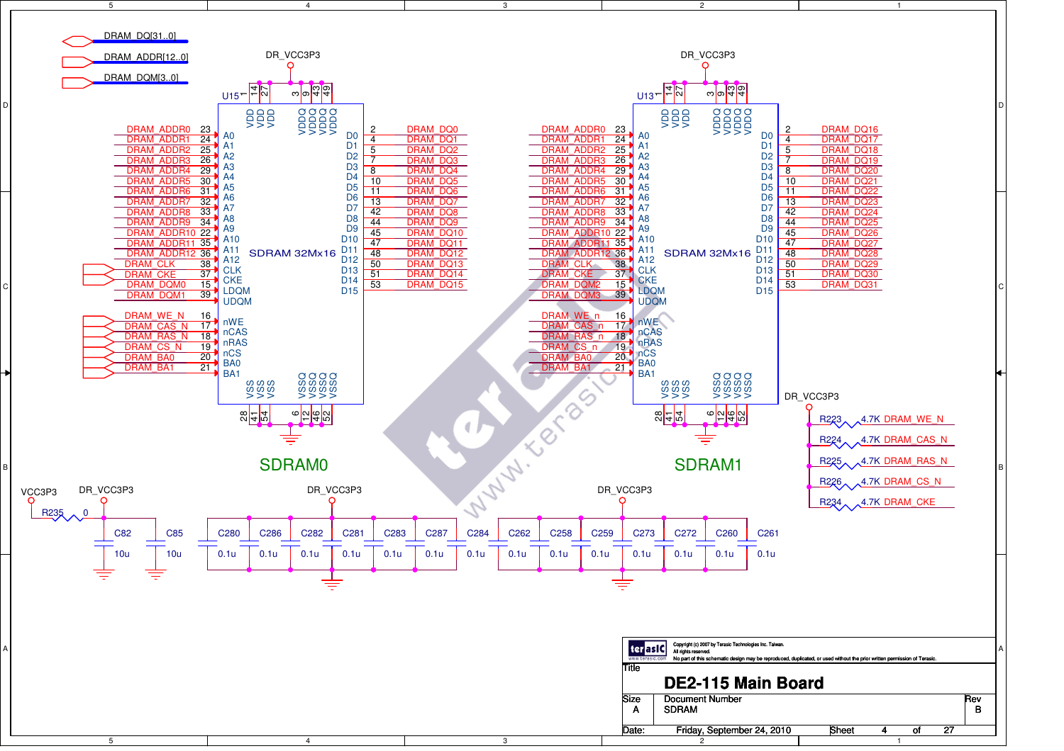DRAM_DQ[31..0]
DRAM_ADDR[12..0]
DRAM_DQM[3..0]

## SDRAM0

U15 — SDRAM 32Mx16 (power: DR_VCC3P3)

| Signal | Pin | Function |
|---|---|---|
| DRAM_ADDR0 | 23 | A0 |
| DRAM_ADDR1 | 24 | A1 |
| DRAM_ADDR2 | 25 | A2 |
| DRAM_ADDR3 | 26 | A3 |
| DRAM_ADDR4 | 29 | A4 |
| DRAM_ADDR5 | 30 | A5 |
| DRAM_ADDR6 | 31 | A6 |
| DRAM_ADDR7 | 32 | A7 |
| DRAM_ADDR8 | 33 | A8 |
| DRAM_ADDR9 | 34 | A9 |
| DRAM_ADDR10 | 22 | A10 |
| DRAM_ADDR11 | 35 | A11 |
| DRAM_ADDR12 | 36 | A12 |
| DRAM_CLK | 38 | CLK |
| DRAM_CKE | 37 | CKE |
| DRAM_DQM0 | 15 | LDQM |
| DRAM_DQM1 | 39 | UDQM |
| DRAM_WE_N | 16 | nWE |
| DRAM_CAS_N | 17 | nCAS |
| DRAM_RAS_N | 18 | nRAS |
| DRAM_CS_N | 19 | nCS |
| DRAM_BA0 | 20 | BA0 |
| DRAM_BA1 | 21 | BA1 |

| Function | Pin | Signal |
|---|---|---|
| D0 | 2 | DRAM_DQ0 |
| D1 | 4 | DRAM_DQ1 |
| D2 | 5 | DRAM_DQ2 |
| D3 | 7 | DRAM_DQ3 |
| D4 | 8 | DRAM_DQ4 |
| D5 | 10 | DRAM_DQ5 |
| D6 | 11 | DRAM_DQ6 |
| D7 | 13 | DRAM_DQ7 |
| D8 | 42 | DRAM_DQ8 |
| D9 | 44 | DRAM_DQ9 |
| D10 | 45 | DRAM_DQ10 |
| D11 | 47 | DRAM_DQ11 |
| D12 | 48 | DRAM_DQ12 |
| D13 | 50 | DRAM_DQ13 |
| D14 | 51 | DRAM_DQ14 |
| D15 | 53 | DRAM_DQ15 |

VDD: 1, 14, 27; VDDQ: 3, 9, 43, 49; VSS: 28, 41, 54; VSSQ: 6, 12, 46, 52

## SDRAM1

U13 — SDRAM 32Mx16 (power: DR_VCC3P3)

| Signal | Pin | Function |
|---|---|---|
| DRAM_ADDR0 | 23 | A0 |
| DRAM_ADDR1 | 24 | A1 |
| DRAM_ADDR2 | 25 | A2 |
| DRAM_ADDR3 | 26 | A3 |
| DRAM_ADDR4 | 29 | A4 |
| DRAM_ADDR5 | 30 | A5 |
| DRAM_ADDR6 | 31 | A6 |
| DRAM_ADDR7 | 32 | A7 |
| DRAM_ADDR8 | 33 | A8 |
| DRAM_ADDR9 | 34 | A9 |
| DRAM_ADDR10 | 22 | A10 |
| DRAM_ADDR11 | 35 | A11 |
| DRAM_ADDR12 | 36 | A12 |
| DRAM_CLK | 38 | CLK |
| DRAM_CKE | 37 | CKE |
| DRAM_DQM2 | 15 | LDQM |
| DRAM_DQM3 | 39 | UDQM |
| DRAM_WE_n | 16 | nWE |
| DRAM_CAS_n | 17 | nCAS |
| DRAM_RAS_n | 18 | nRAS |
| DRAM_CS_n | 19 | nCS |
| DRAM_BA0 | 20 | BA0 |
| DRAM_BA1 | 21 | BA1 |

| Function | Pin | Signal |
|---|---|---|
| D0 | 2 | DRAM_DQ16 |
| D1 | 4 | DRAM_DQ17 |
| D2 | 5 | DRAM_DQ18 |
| D3 | 7 | DRAM_DQ19 |
| D4 | 8 | DRAM_DQ20 |
| D5 | 10 | DRAM_DQ21 |
| D6 | 11 | DRAM_DQ22 |
| D7 | 13 | DRAM_DQ23 |
| D8 | 42 | DRAM_DQ24 |
| D9 | 44 | DRAM_DQ25 |
| D10 | 45 | DRAM_DQ26 |
| D11 | 47 | DRAM_DQ27 |
| D12 | 48 | DRAM_DQ28 |
| D13 | 50 | DRAM_DQ29 |
| D14 | 51 | DRAM_DQ30 |
| D15 | 53 | DRAM_DQ31 |

VDD: 1, 14, 27; VDDQ: 3, 9, 43, 49; VSS: 28, 41, 54; VSSQ: 6, 12, 46, 52

## Pull-up resistors (DR_VCC3P3)

| Ref | Value | Net |
|---|---|---|
| R223 | 4.7K | DRAM_WE_N |
| R224 | 4.7K | DRAM_CAS_N |
| R225 | 4.7K | DRAM_RAS_N |
| R226 | 4.7K | DRAM_CS_N |
| R234 | 4.7K | DRAM_CKE |

## Power

VCC3P3 — R235 0 — DR_VCC3P3

| Ref | Value |
|---|---|
| C82 | 10u |
| C85 | 10u |
| C280 | 0.1u |
| C286 | 0.1u |
| C282 | 0.1u |
| C281 | 0.1u |
| C283 | 0.1u |
| C287 | 0.1u |
| C284 | 0.1u |
| C262 | 0.1u |
| C258 | 0.1u |
| C259 | 0.1u |
| C273 | 0.1u |
| C272 | 0.1u |
| C260 | 0.1u |
| C261 | 0.1u |

Copyright (c) 2007 by Terasic Technologies Inc. Taiwan. All rights reserved. No part of this schematic design may be reproduced, duplicated, or used without the prior written permission of Terasic.

Title: **DE2-115 Main Board**

Size: A | Document Number: SDRAM | Rev: B

Date: Friday, September 24, 2010 | Sheet 4 of 27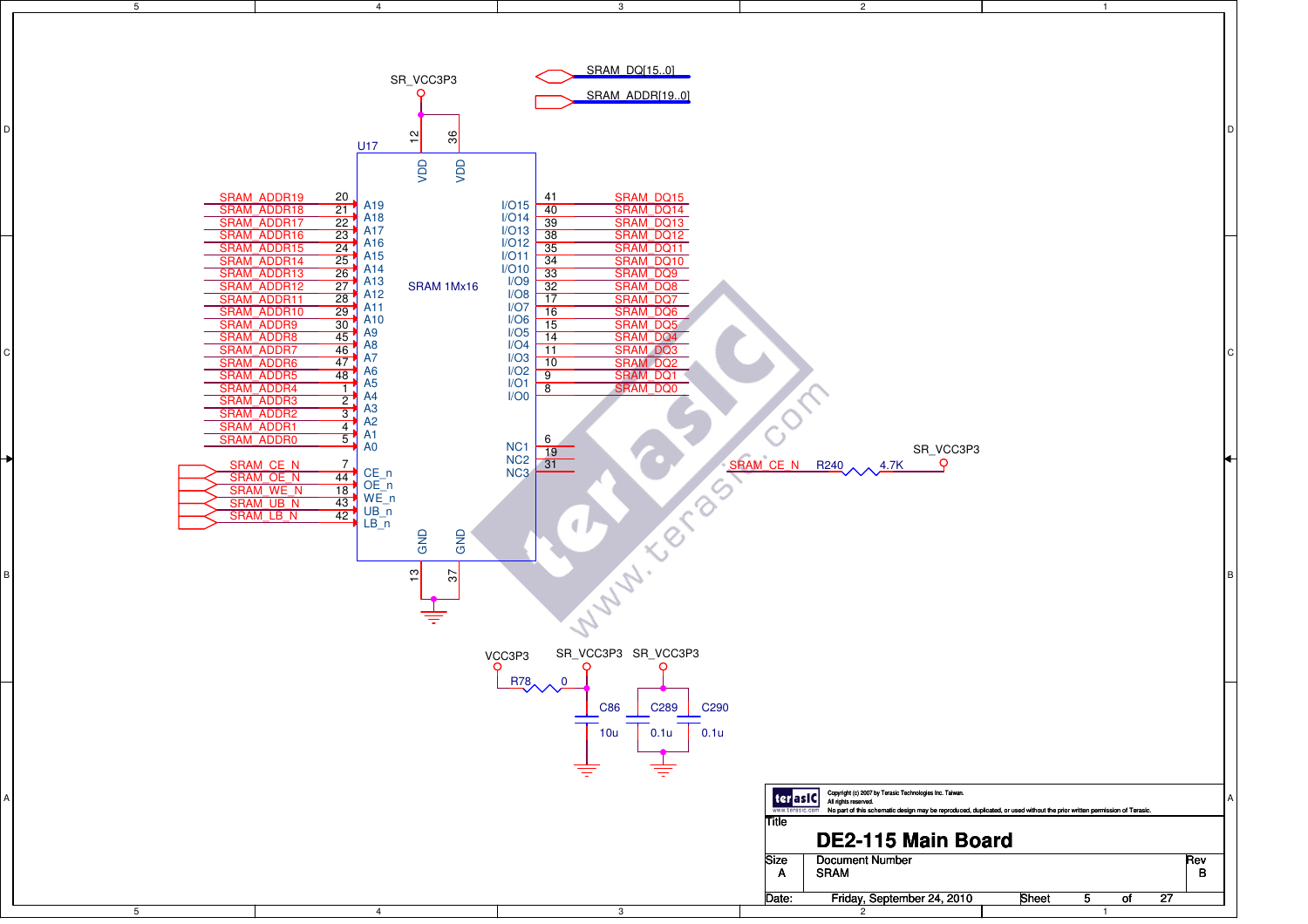SR_VCC3P3

SRAM_DQ[15..0]

SRAM_ADDR[19..0]

U17

SRAM 1Mx16

| Net | Pin | Signal |
|---|---|---|
| SR_VCC3P3 | 12 | VDD |
| SR_VCC3P3 | 36 | VDD |
| SRAM_ADDR19 | 20 | A19 |
| SRAM_ADDR18 | 21 | A18 |
| SRAM_ADDR17 | 22 | A17 |
| SRAM_ADDR16 | 23 | A16 |
| SRAM_ADDR15 | 24 | A15 |
| SRAM_ADDR14 | 25 | A14 |
| SRAM_ADDR13 | 26 | A13 |
| SRAM_ADDR12 | 27 | A12 |
| SRAM_ADDR11 | 28 | A11 |
| SRAM_ADDR10 | 29 | A10 |
| SRAM_ADDR9 | 30 | A9 |
| SRAM_ADDR8 | 45 | A8 |
| SRAM_ADDR7 | 46 | A7 |
| SRAM_ADDR6 | 47 | A6 |
| SRAM_ADDR5 | 48 | A5 |
| SRAM_ADDR4 | 1 | A4 |
| SRAM_ADDR3 | 2 | A3 |
| SRAM_ADDR2 | 3 | A2 |
| SRAM_ADDR1 | 4 | A1 |
| SRAM_ADDR0 | 5 | A0 |
| SRAM_CE_N | 7 | CE_n |
| SRAM_OE_N | 44 | OE_n |
| SRAM_WE_N | 18 | WE_n |
| SRAM_UB_N | 43 | UB_n |
| SRAM_LB_N | 42 | LB_n |
| SRAM_DQ15 | 41 | I/O15 |
| SRAM_DQ14 | 40 | I/O14 |
| SRAM_DQ13 | 39 | I/O13 |
| SRAM_DQ12 | 38 | I/O12 |
| SRAM_DQ11 | 35 | I/O11 |
| SRAM_DQ10 | 34 | I/O10 |
| SRAM_DQ9 | 33 | I/O9 |
| SRAM_DQ8 | 32 | I/O8 |
| SRAM_DQ7 | 17 | I/O7 |
| SRAM_DQ6 | 16 | I/O6 |
| SRAM_DQ5 | 15 | I/O5 |
| SRAM_DQ4 | 14 | I/O4 |
| SRAM_DQ3 | 11 | I/O3 |
| SRAM_DQ2 | 10 | I/O2 |
| SRAM_DQ1 | 9 | I/O1 |
| SRAM_DQ0 | 8 | I/O0 |
| | 6 | NC1 |
| | 19 | NC2 |
| | 31 | NC3 |
| GND | 13 | GND |
| GND | 37 | GND |

SRAM_CE_N — R240 4.7K — SR_VCC3P3

VCC3P3 — R78 0 — SR_VCC3P3

SR_VCC3P3: C86 10u

SR_VCC3P3: C289 0.1u, C290 0.1u

www.terasic.com

Copyright (c) 2007 by Terasic Technologies Inc. Taiwan.
All rights reserved.
No part of this schematic design may be reproduced, duplicated, or used without the prior written permission of Terasic.

Title: **DE2-115 Main Board**

Size: A | Document Number: SRAM | Rev: B

Date: Friday, September 24, 2010 | Sheet 5 of 27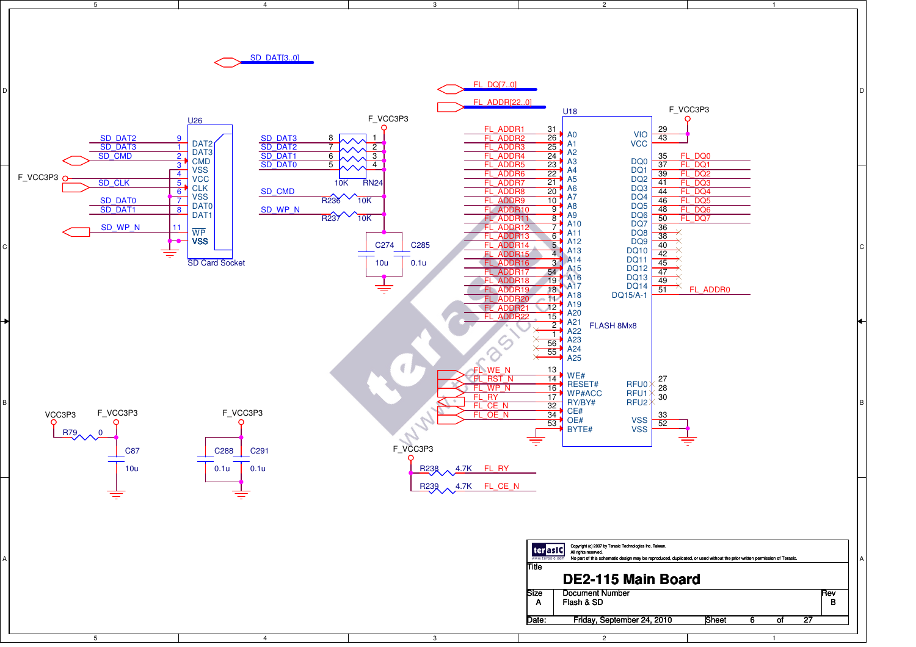# DE2-115 Main Board

**Flash & SD**

## SD Card Socket (U26)

SD_DAT[3..0]

| Signal | Pin | Name |
|---|---|---|
| SD_DAT2 | 9 | DAT2 |
| SD_DAT3 | 1 | DAT3 |
| SD_CMD | 2 | CMD |
| | 3 | VSS |
| F_VCC3P3 | 4 | VCC |
| SD_CLK | 5 | CLK |
| | 6 | VSS |
| SD_DAT0 | 7 | DAT0 |
| SD_DAT1 | 8 | DAT1 |
| SD_WP_N | 11 | WP |
| | | VSS |

SD pull-ups (to F_VCC3P3):

| Signal | Component | Value |
|---|---|---|
| SD_DAT3 | RN24 (8–1) | 10K |
| SD_DAT2 | RN24 (7–2) | 10K |
| SD_DAT1 | RN24 (6–3) | 10K |
| SD_DAT0 | RN24 (5–4) | 10K |
| SD_CMD | R236 | 10K |
| SD_WP_N | R237 | 10K |

C274 10u, C285 0.1u (F_VCC3P3 decoupling)

## FLASH 8Mx8 (U18)

FL_DQ[7..0], FL_ADDR[22..0]

| Signal | Pin | Name |
|---|---|---|
| FL_ADDR1 | 31 | A0 |
| FL_ADDR2 | 26 | A1 |
| FL_ADDR3 | 25 | A2 |
| FL_ADDR4 | 24 | A3 |
| FL_ADDR5 | 23 | A4 |
| FL_ADDR6 | 22 | A5 |
| FL_ADDR7 | 21 | A6 |
| FL_ADDR8 | 20 | A7 |
| FL_ADDR9 | 10 | A8 |
| FL_ADDR10 | 9 | A9 |
| FL_ADDR11 | 8 | A10 |
| FL_ADDR12 | 7 | A11 |
| FL_ADDR13 | 6 | A12 |
| FL_ADDR14 | 5 | A13 |
| FL_ADDR15 | 4 | A14 |
| FL_ADDR16 | 3 | A15 |
| FL_ADDR17 | 54 | A16 |
| FL_ADDR18 | 19 | A17 |
| FL_ADDR19 | 18 | A18 |
| FL_ADDR20 | 11 | A19 |
| FL_ADDR21 | 12 | A20 |
| FL_ADDR22 | 15 | A21 |
| | 2 | A22 |
| | 1 | A23 |
| | 56 | A24 |
| | 55 | A25 |
| FL_WE_N | 13 | WE# |
| FL_RST_N | 14 | RESET# |
| FL_WP_N | 16 | WP#ACC |
| FL_RY | 17 | RY/BY# |
| FL_CE_N | 32 | CE# |
| FL_OE_N | 34 | OE# |
| | 53 | BYTE# |

| Name | Pin | Signal |
|---|---|---|
| VIO | 29 | F_VCC3P3 |
| VCC | 43 | F_VCC3P3 |
| DQ0 | 35 | FL_DQ0 |
| DQ1 | 37 | FL_DQ1 |
| DQ2 | 39 | FL_DQ2 |
| DQ3 | 41 | FL_DQ3 |
| DQ4 | 44 | FL_DQ4 |
| DQ5 | 46 | FL_DQ5 |
| DQ6 | 48 | FL_DQ6 |
| DQ7 | 50 | FL_DQ7 |
| DQ8 | 36 | |
| DQ9 | 38 | |
| DQ10 | 40 | |
| DQ11 | 42 | |
| DQ12 | 45 | |
| DQ13 | 47 | |
| DQ14 | 49 | |
| DQ15/A-1 | 51 | FL_ADDR0 |
| RFU0 | 27 | |
| RFU1 | 28 | |
| RFU2 | 30 | |
| VSS | 33 | |
| VSS | 52 | |

Pull-ups (to F_VCC3P3): R238 4.7K – FL_RY; R239 4.7K – FL_CE_N

## Power

VCC3P3 – R79 0 – F_VCC3P3; C87 10u

F_VCC3P3: C288 0.1u, C291 0.1u

Copyright (c) 2007 by Terasic Technologies Inc. Taiwan. All rights reserved. No part of this schematic design may be reproduced, duplicated, or used without the prior written permission of Terasic.

| Title | DE2-115 Main Board | |
|---|---|---|
| Size: A | Document Number: Flash & SD | Rev: B |
| Date: Friday, September 24, 2010 | Sheet 6 of 27 | |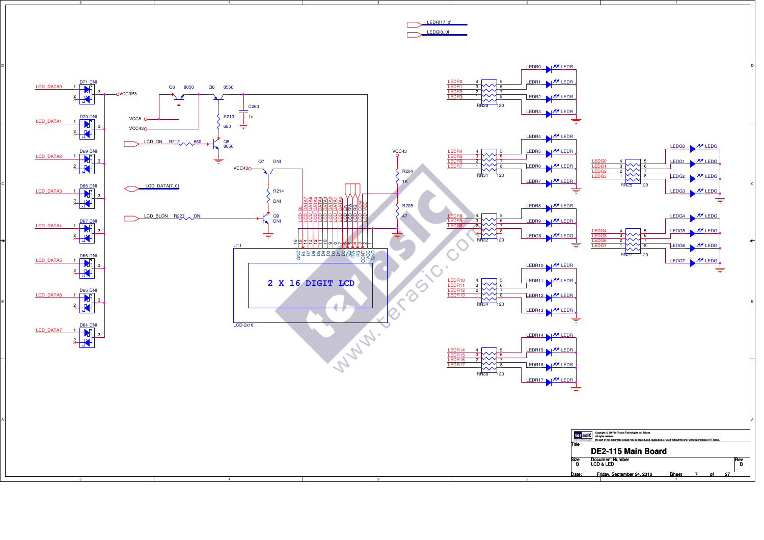# DE2-115 Main Board

Document Number: LCD & LED

| Size | Document Number | Rev |
|---|---|---|
| B | LCD & LED | B |

Date: Friday, September 24, 2010

Copyright (c) 2007 by Terasic Technologies Inc. Taiwan. All rights reserved. No part of this schematic design may be reproduced, duplicated, or used without the prior written permission of Terasic.

LEDR[17..0]

LEDG[8..0]

LCD_DATA[7..0]

LCD_ON R212 680 — Q5 8050

LCD_BLON R227 DNI — Q9 DNI

Q8 8050, Q6 8550, R213 680, C263 1u, VCC5, VCC43, VCC3P3

Q7 DNI, R214 DNI

VCC43, R204 1K, R205 47

D64–D71 DNI (LCD_DATA0–LCD_DATA7)

U11 LCD-2x16 — 2 X 16 DIGIT LCD

| Pin | LCD Pin | Net |
|---|---|---|
| 16 | GND | |
| 15 | BL | LCD BL |
| 14 | D7 | LCD DATA7 |
| 13 | D6 | LCD DATA6 |
| 12 | D5 | LCD DATA5 |
| 11 | D4 | LCD DATA4 |
| 10 | D3 | LCD DATA3 |
| 9 | D2 | LCD DATA2 |
| 8 | D1 | LCD DATA1 |
| 7 | D0 | LCD DATA0 |
| 6 | EN | LCD EN |
| 5 | RW | LCD RW |
| 4 | RS | LCD RS |
| 3 | CONT | LCD CONT |
| 2 | VCC | LCD VCC |
| 1 | GND | |

LED resistor networks (120):

| Network | Inputs | LEDs |
|---|---|---|
| RN28 | LEDR0–LEDR3 | LEDR0–LEDR3 |
| RN31 | LEDR4–LEDR7 | LEDR4–LEDR7 |
| RN32 | LEDR8, LEDR9, LEDG8 | LEDR8, LEDR9, LEDG8 |
| RN34 | LEDR10–LEDR13 | LEDR10–LEDR13 |
| RN36 | LEDR14–LEDR17 | LEDR14–LEDR17 |
| RN25 | LEDG0–LEDG3 | LEDG0–LEDG3 |
| RN27 | LEDG4–LEDG7 | LEDG4–LEDG7 |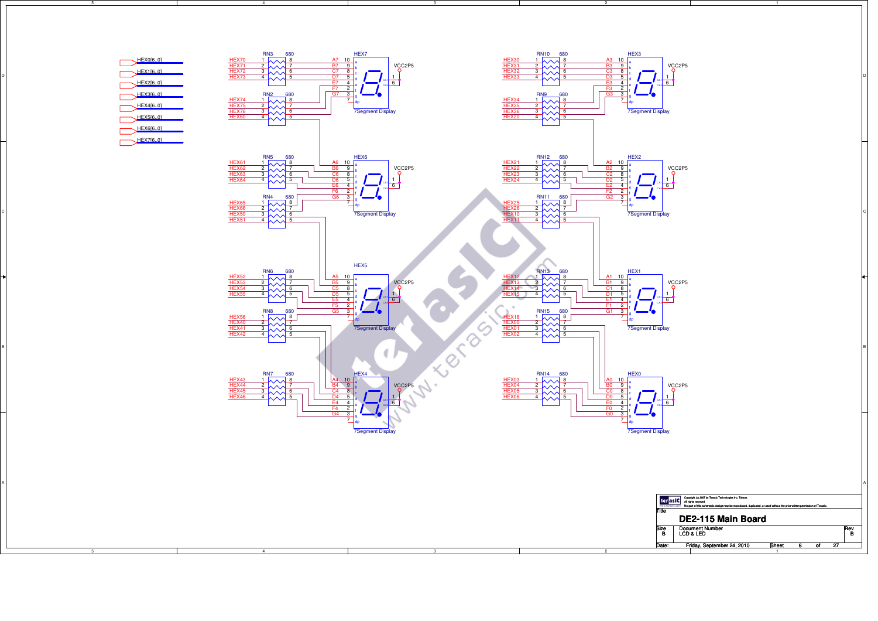HEX0[6..0]
HEX1[6..0]
HEX2[6..0]
HEX3[6..0]
HEX4[6..0]
HEX5[6..0]
HEX6[6..0]
HEX7[6..0]

| Display | Resistor Networks (680) | Signals | Segment pins |
|---|---|---|---|
| HEX7 | RN3, RN2 | HEX70, HEX71, HEX72, HEX73, HEX74, HEX75, HEX76 | A7 10, B7 9, C7 8, D7 5, E7 4, F7 2, G7 3, dp 7 |
| HEX6 | RN2, RN5, RN4 | HEX60, HEX61, HEX62, HEX63, HEX64, HEX65, HEX66 | A6 10, B6 9, C6 8, D6 5, E6 4, F6 2, G6 3, dp 7 |
| HEX5 | RN4, RN6, RN8 | HEX50, HEX51, HEX52, HEX53, HEX54, HEX55, HEX56 | A5 10, B5 9, C5 8, D5 5, E5 4, F5 2, G5 3, dp 7 |
| HEX4 | RN8, RN7 | HEX40, HEX41, HEX42, HEX43, HEX44, HEX45, HEX46 | A4 10, B4 9, C4 8, D4 5, E4 4, F4 2, G4 3, dp 7 |
| HEX3 | RN10, RN9 | HEX30, HEX31, HEX32, HEX33, HEX34, HEX35, HEX36 | A3 10, B3 9, C3 8, D3 5, E3 4, F3 2, G3 3, dp 7 |
| HEX2 | RN9, RN12, RN11 | HEX20, HEX21, HEX22, HEX23, HEX24, HEX25, HEX26 | A2 10, B2 9, C2 8, D2 5, E2 4, F2 2, G2 3, dp 7 |
| HEX1 | RN11, RN13, RN15 | HEX10, HEX11, HEX12, HEX13, HEX14, HEX15, HEX16 | A1 10, B1 9, C1 8, D1 5, E1 4, F1 2, G1 3, dp 7 |
| HEX0 | RN15, RN14 | HEX00, HEX01, HEX02, HEX03, HEX04, HEX05, HEX06 | A0 10, B0 9, C0 8, D0 5, E0 4, F0 2, G0 3, dp 7 |

Each display: 7Segment Display, common anode pins 1 and 6 connected to VCC2P5.

Copyright (c) 2007 by Terasic Technologies Inc. Taiwan.
All rights reserved.
No part of this schematic design may be reproduced, duplicated, or used without the prior written permission of Terasic.

Title: **DE2-115 Main Board**

| Size | Document Number | Rev |
|---|---|---|
| B | LCD & LED | B |

Date: Friday, September 24, 2010 — Sheet 8 of 27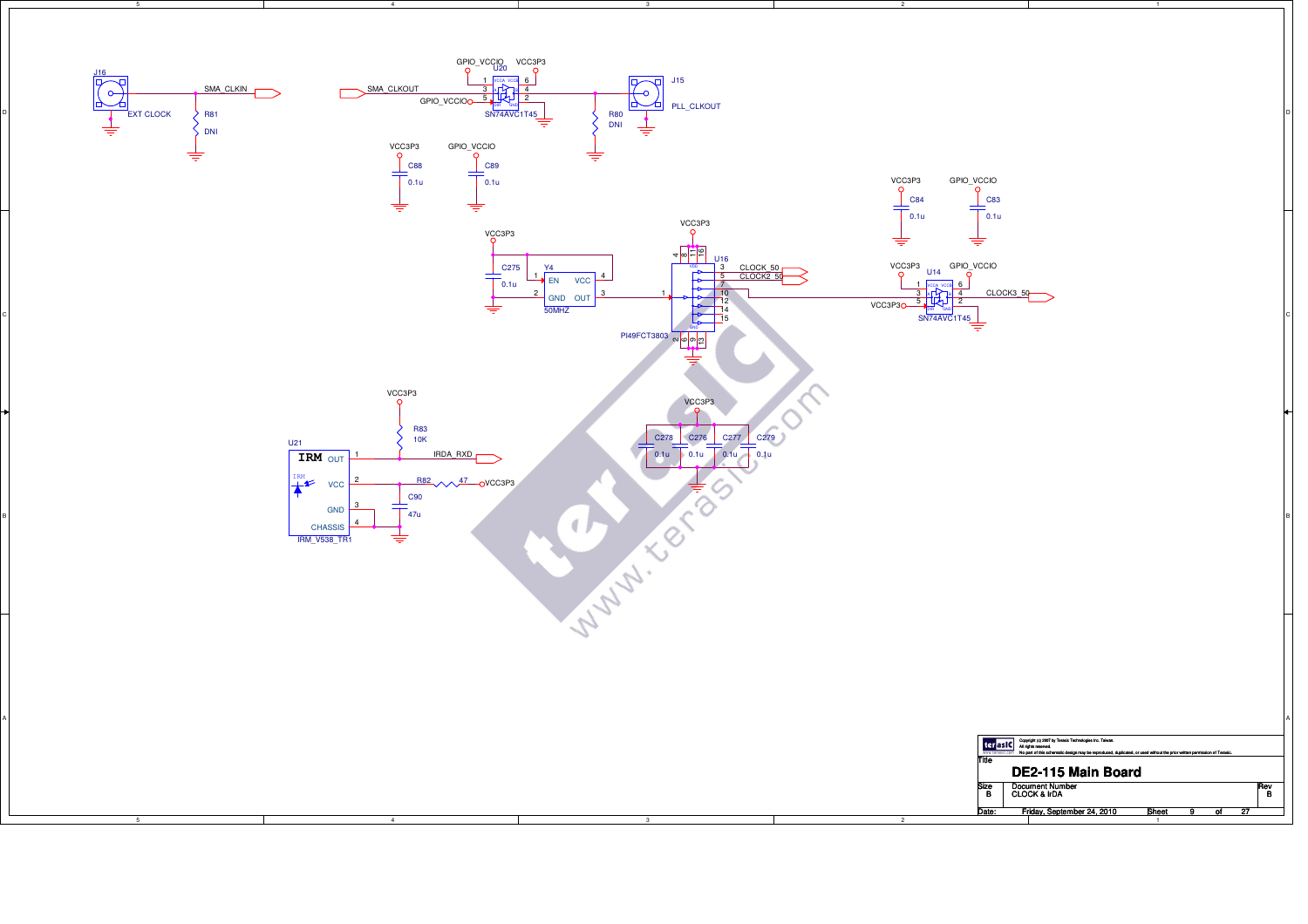J16

EXT CLOCK

SMA_CLKIN

R81
DNI

SMA_CLKOUT

GPIO_VCCIO

VCC3P3

U20

SN74AVC1T45

GPIO_VCCIO

J15

PLL_CLKOUT

R80
DNI

VCC3P3 C88 0.1u

GPIO_VCCIO C89 0.1u

VCC3P3 C84 0.1u

GPIO_VCCIO C83 0.1u

VCC3P3

C275 0.1u

Y4

EN VCC

GND OUT

50MHZ

VCC3P3

U16

PI49FCT3803

CLOCK_50

CLOCK2_50

VCC3P3

U14

GPIO_VCCIO

CLOCK3_50

VCC3P3

SN74AVC1T45

VCC3P3

R83 10K

U21

IRM OUT

IRDA_RXD

VCC

R82 47

VCC3P3

C90 47u

GND

CHASSIS

IRM_V538_TR1

VCC3P3

C278 0.1u

C276 0.1u

C277 0.1u

C279 0.1u

Copyright (c) 2007 by Terasic Technologies Inc. Taiwan.
All rights reserved.
No part of this schematic design may be reproduced, duplicated, or used without the prior written permission of Terasic.

| Title | DE2-115 Main Board | |
|---|---|---|
| Size B | Document Number CLOCK & IrDA | Rev B |
| Date: | Friday, September 24, 2010 | Sheet 9 of 27 |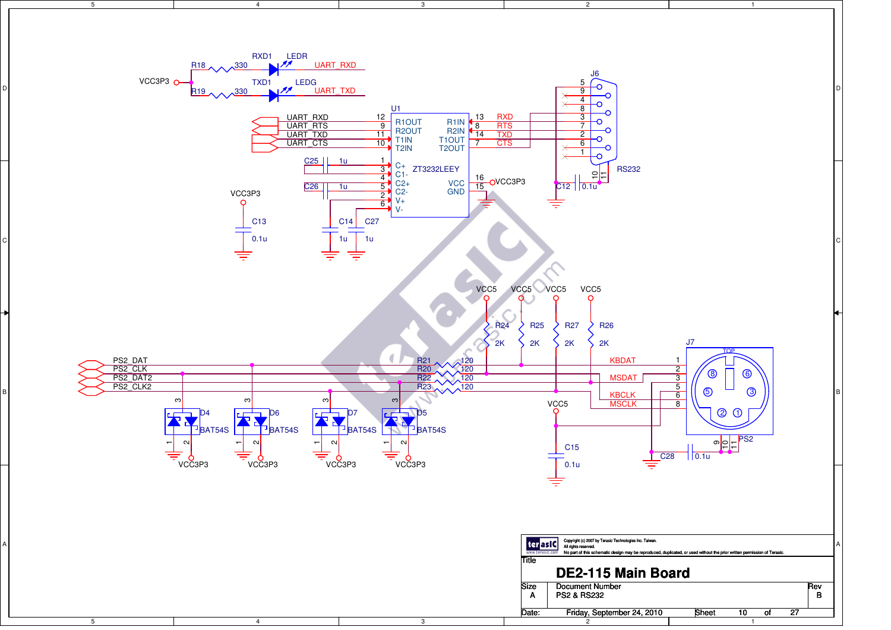VCC3P3

R18 330 RXD1 LEDR UART_RXD

R19 330 TXD1 LEDG UART_TXD

U1 ZT3232LEEY

| Signal | Pin | Pin Name | Pin Name | Pin | Signal |
|---|---|---|---|---|---|
| UART_RXD | 12 | R1OUT | R1IN | 13 | RXD |
| UART_RTS | 9 | R2OUT | R2IN | 8 | RTS |
| UART_TXD | 11 | T1IN | T1OUT | 14 | TXD |
| UART_CTS | 10 | T2IN | T2OUT | 7 | CTS |

C25 1u — 1 C+, 3 C1-

C26 1u — 4 C2+, 5 C2-

2 V+, 6 V-

16 VCC — VCC3P3

15 GND

C14 1u, C27 1u

VCC3P3 C13 0.1u

J6 RS232: 5, 9, 4, 8, 3, 7, 2, 6, 1, 10, 11

C12 0.1u

VCC5 R24 2K, VCC5 R25 2K, VCC5 R27 2K, VCC5 R26 2K

| Signal | Resistor | Value | Net | J7 Pin |
|---|---|---|---|---|
| PS2_DAT | R21 | 120 | KBDAT | 1 |
| PS2_CLK | R20 | 120 | MSDAT | 2 |
| PS2_DAT2 | R22 | 120 | | 3 |
| PS2_CLK2 | R23 | 120 | KBCLK | 5 |
| | | | MSCLK | 6 |
| | | | | 8 |

J7 PS2 (TOP): 8, 6, 5, 3, 2, 1, 9, 10, 11

VCC5 C15 0.1u

C28 0.1u

D4 BAT54S, D6 BAT54S, D7 BAT54S, D5 BAT54S — VCC3P3

Copyright (c) 2007 by Terasic Technologies Inc. Taiwan.
All rights reserved.
No part of this schematic design may be reproduced, duplicated, or used without the prior written permission of Terasic.

| Title | DE2-115 Main Board | | |
|---|---|---|---|
| Size | Document Number | | Rev |
| A | PS2 & RS232 | | B |
| Date: | Friday, September 24, 2010 | Sheet 10 of 27 | |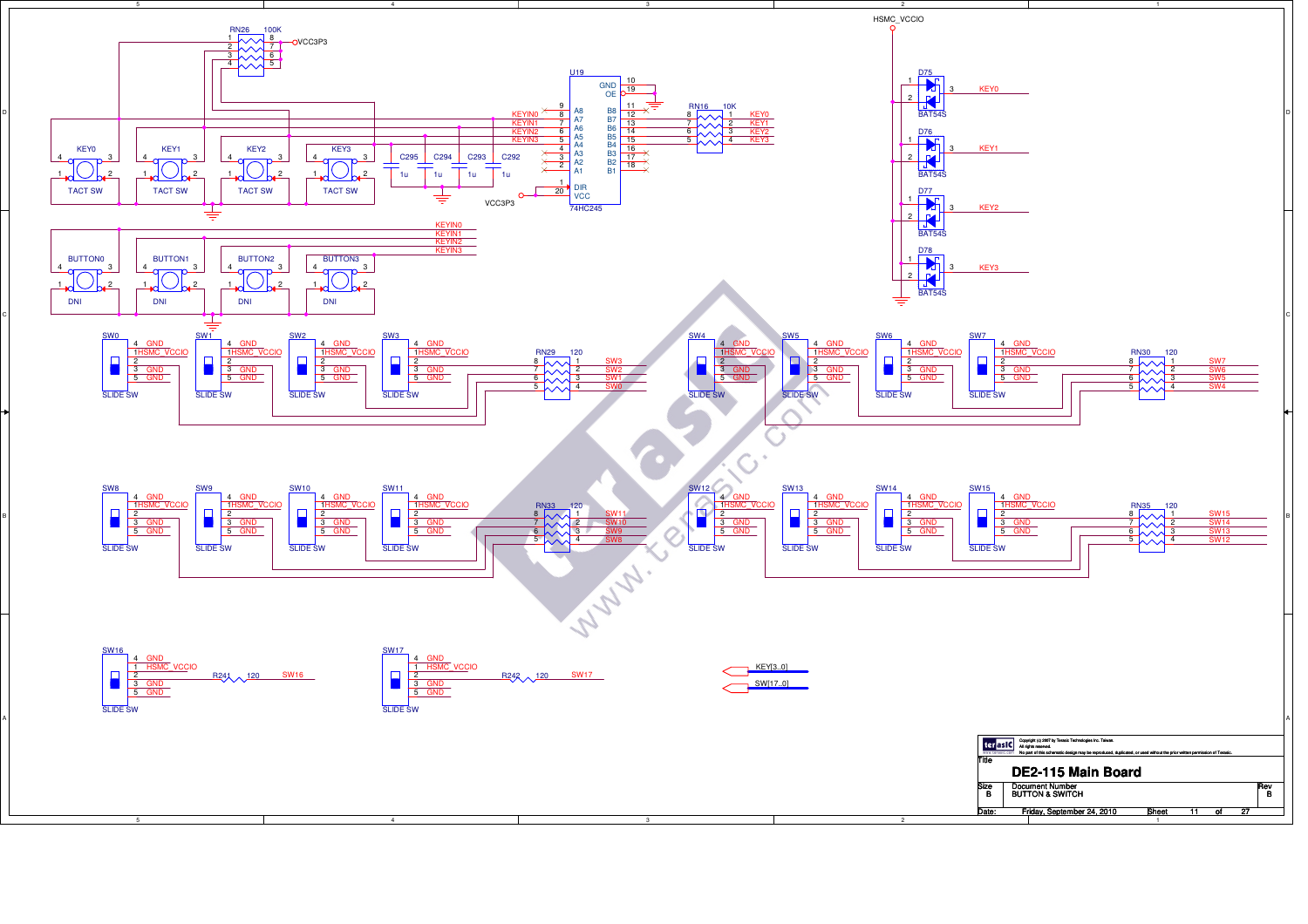# DE2-115 Main Board

**Document Number:** BUTTON & SWITCH

| Size | Document Number | Rev |
| --- | --- | --- |
| B | BUTTON & SWITCH | B |

Date: Friday, September 24, 2010

Copyright (c) 2007 by Terasic Technologies Inc. Taiwan.
All rights reserved.
No part of this schematic design may be reproduced, duplicated, or used without the prior written permission of Terasic.

## Push Buttons (KEY0–KEY3)

- RN26 100K pull-up resistor network to VCC3P3 (pins 1–4 / 8–5)
- KEY0, KEY1, KEY2, KEY3: TACT SW (pins 1, 2, 3, 4)
- BUTTON0, BUTTON1, BUTTON2, BUTTON3: DNI (connected to KEYIN0–KEYIN3)
- C295, C294, C293, C292: 1u
- U19 74HC245:
  - A8 (8) — KEYIN0; A7 (7) — KEYIN1; A6 (6) — KEYIN2; A5 (5) — KEYIN3; A4 (4), A3 (3), A2 (2), A1 (9)
  - B8 (12), B7 (13), B6 (14), B5 (15) → RN16 10K → KEY0, KEY1, KEY2, KEY3
  - B4 (16), B3 (17), B2 (18), B1 (11): not connected
  - GND (10), OE (19), DIR (1), VCC (20) — VCC3P3
- HSMC_VCCIO clamp diodes: D75, D76, D77, D78 BAT54S on KEY0, KEY1, KEY2, KEY3

## Slide Switches (SW0–SW17)

- SW0–SW17: SLIDE SW (pin 4 GND, pin 1 HSMC_VCCIO, pin 2 output, pins 3, 5 GND)
- RN29 120: SW3, SW2, SW1, SW0
- RN30 120: SW7, SW6, SW5, SW4
- RN33 120: SW11, SW10, SW9, SW8
- RN35 120: SW15, SW14, SW13, SW12
- R241 120: SW16
- R242 120: SW17

Buses: KEY[3..0], SW[17..0]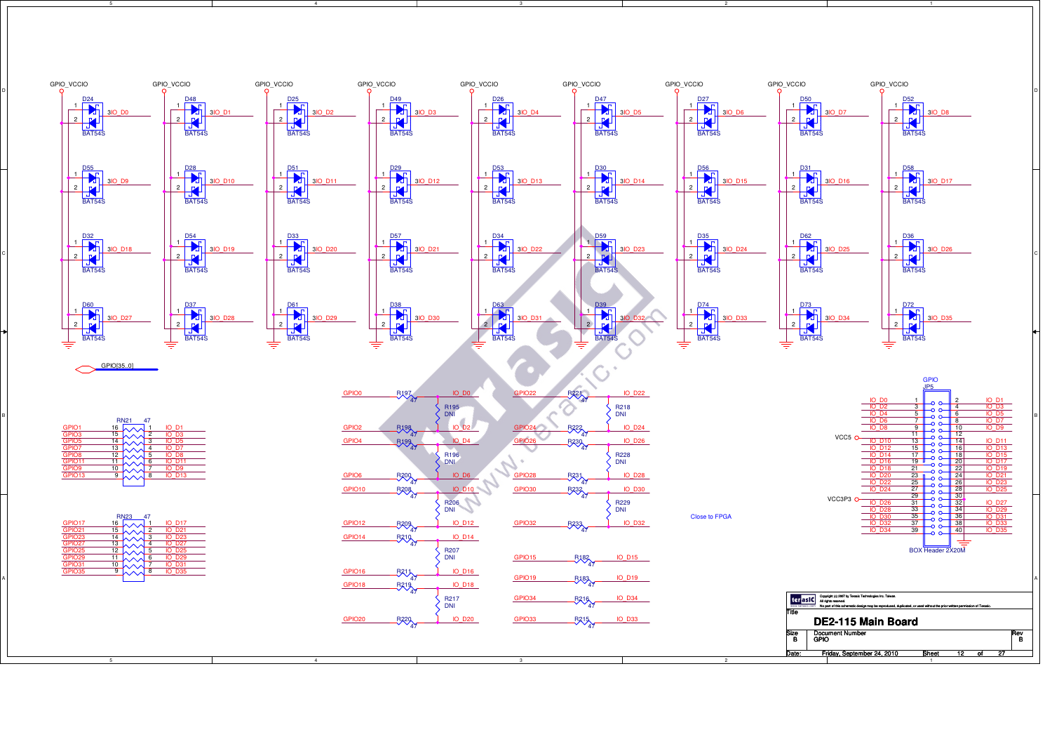# DE2-115 Main Board

Document Number: GPIO

Size: B — Rev: B

Date: Friday, September 24, 2010 — Sheet 12 of 27

Copyright (c) 2007 by Terasic Technologies Inc. Taiwan. All rights reserved. No part of this schematic design may be reproduced, duplicated, or used without the prior written permission of Terasic.

## Clamp diodes (BAT54S, pin 1 to GPIO_VCCIO, pin 2 to GND)

| Diode | Net | Diode | Net | Diode | Net | Diode | Net |
|---|---|---|---|---|---|---|---|
| D24 | IO_D0 | D55 | IO_D9 | D32 | IO_D18 | D60 | IO_D27 |
| D48 | IO_D1 | D28 | IO_D10 | D54 | IO_D19 | D37 | IO_D28 |
| D25 | IO_D2 | D51 | IO_D11 | D33 | IO_D20 | D61 | IO_D29 |
| D49 | IO_D3 | D29 | IO_D12 | D57 | IO_D21 | D38 | IO_D30 |
| D26 | IO_D4 | D53 | IO_D13 | D34 | IO_D22 | D63 | IO_D31 |
| D47 | IO_D5 | D30 | IO_D14 | D59 | IO_D23 | D39 | IO_D32 |
| D27 | IO_D6 | D56 | IO_D15 | D35 | IO_D24 | D74 | IO_D33 |
| D50 | IO_D7 | D31 | IO_D16 | D62 | IO_D25 | D73 | IO_D34 |
| D52 | IO_D8 | D58 | IO_D17 | D36 | IO_D26 | D72 | IO_D35 |

GPIO[35..0]

## Resistor networks

RN21 47

| GPIO | Pin | Pin | IO |
|---|---|---|---|
| GPIO1 | 16 | 1 | IO_D1 |
| GPIO3 | 15 | 2 | IO_D3 |
| GPIO5 | 14 | 3 | IO_D5 |
| GPIO7 | 13 | 4 | IO_D7 |
| GPIO8 | 12 | 5 | IO_D8 |
| GPIO11 | 11 | 6 | IO_D11 |
| GPIO9 | 10 | 7 | IO_D9 |
| GPIO13 | 9 | 8 | IO_D13 |

RN23 47

| GPIO | Pin | Pin | IO |
|---|---|---|---|
| GPIO17 | 16 | 1 | IO_D17 |
| GPIO21 | 15 | 2 | IO_D21 |
| GPIO23 | 14 | 3 | IO_D23 |
| GPIO27 | 13 | 4 | IO_D27 |
| GPIO25 | 12 | 5 | IO_D25 |
| GPIO29 | 11 | 6 | IO_D29 |
| GPIO31 | 10 | 7 | IO_D31 |
| GPIO35 | 9 | 8 | IO_D35 |

## Series resistors (47)

| GPIO | Resistor | IO |
|---|---|---|
| GPIO0 | R197 47 | IO_D0 |
| GPIO2 | R198 47 | IO_D2 |
| GPIO4 | R199 47 | IO_D4 |
| GPIO6 | R200 47 | IO_D6 |
| GPIO10 | R208 47 | IO_D10 |
| GPIO12 | R209 47 | IO_D12 |
| GPIO14 | R210 47 | IO_D14 |
| GPIO16 | R211 47 | IO_D16 |
| GPIO18 | R219 47 | IO_D18 |
| GPIO20 | R220 47 | IO_D20 |
| GPIO22 | R221 47 | IO_D22 |
| GPIO24 | R222 47 | IO_D24 |
| GPIO26 | R230 47 | IO_D26 |
| GPIO28 | R231 47 | IO_D28 |
| GPIO30 | R232 47 | IO_D30 |
| GPIO32 | R233 47 | IO_D32 |
| GPIO15 | R182 47 | IO_D15 |
| GPIO19 | R183 47 | IO_D19 |
| GPIO34 | R216 47 | IO_D34 |
| GPIO33 | R215 47 | IO_D33 |

DNI resistors: R195 DNI, R196 DNI, R206 DNI, R207 DNI, R217 DNI, R218 DNI, R228 DNI, R229 DNI

Close to FPGA

## GPIO header JP5 (BOX Header 2X20M)

| Net | Pin | Pin | Net |
|---|---|---|---|
| IO_D0 | 1 | 2 | IO_D1 |
| IO_D2 | 3 | 4 | IO_D3 |
| IO_D4 | 5 | 6 | IO_D5 |
| IO_D6 | 7 | 8 | IO_D7 |
| IO_D8 | 9 | 10 | IO_D9 |
| VCC5 | 11 | 12 | GND |
| IO_D10 | 13 | 14 | IO_D11 |
| IO_D12 | 15 | 16 | IO_D13 |
| IO_D14 | 17 | 18 | IO_D15 |
| IO_D16 | 19 | 20 | IO_D17 |
| IO_D18 | 21 | 22 | IO_D19 |
| IO_D20 | 23 | 24 | IO_D21 |
| IO_D22 | 25 | 26 | IO_D23 |
| IO_D24 | 27 | 28 | IO_D25 |
| VCC3P3 | 29 | 30 | GND |
| IO_D26 | 31 | 32 | IO_D27 |
| IO_D28 | 33 | 34 | IO_D29 |
| IO_D30 | 35 | 36 | IO_D31 |
| IO_D32 | 37 | 38 | IO_D33 |
| IO_D34 | 39 | 40 | IO_D35 |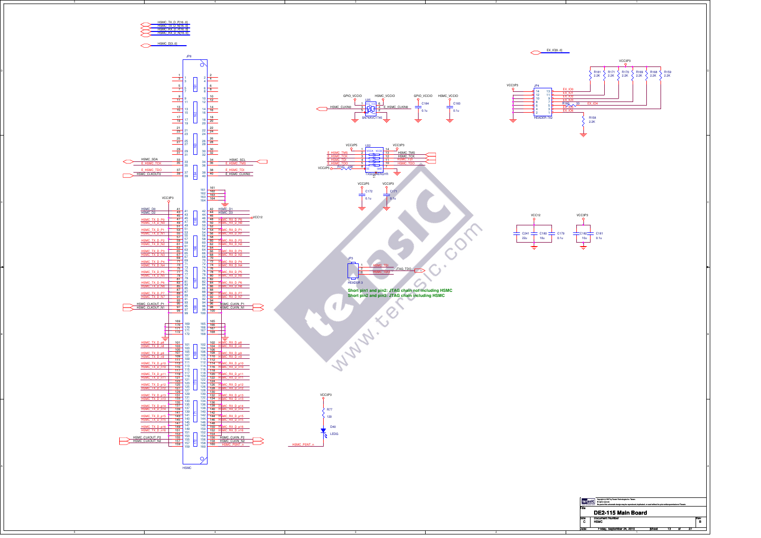Short pin1 and pin2: JTAG chain not including HSMC
Short pin2 and pin3: JTAG chain including HSMC

| | |
|---|---|
| Title | DE2-115 Main Board |
| Size | C |
| Document Number | HSMC |
| Rev | B |
| Date: | Friday, September 24, 2010 |
| Sheet | 13 of 27 |

Copyright (c) 2007 by Terasic Technologies Inc. Taiwan. All rights reserved. No part of this schematic design may be reproduced, duplicated, or used without the prior written permission of Terasic.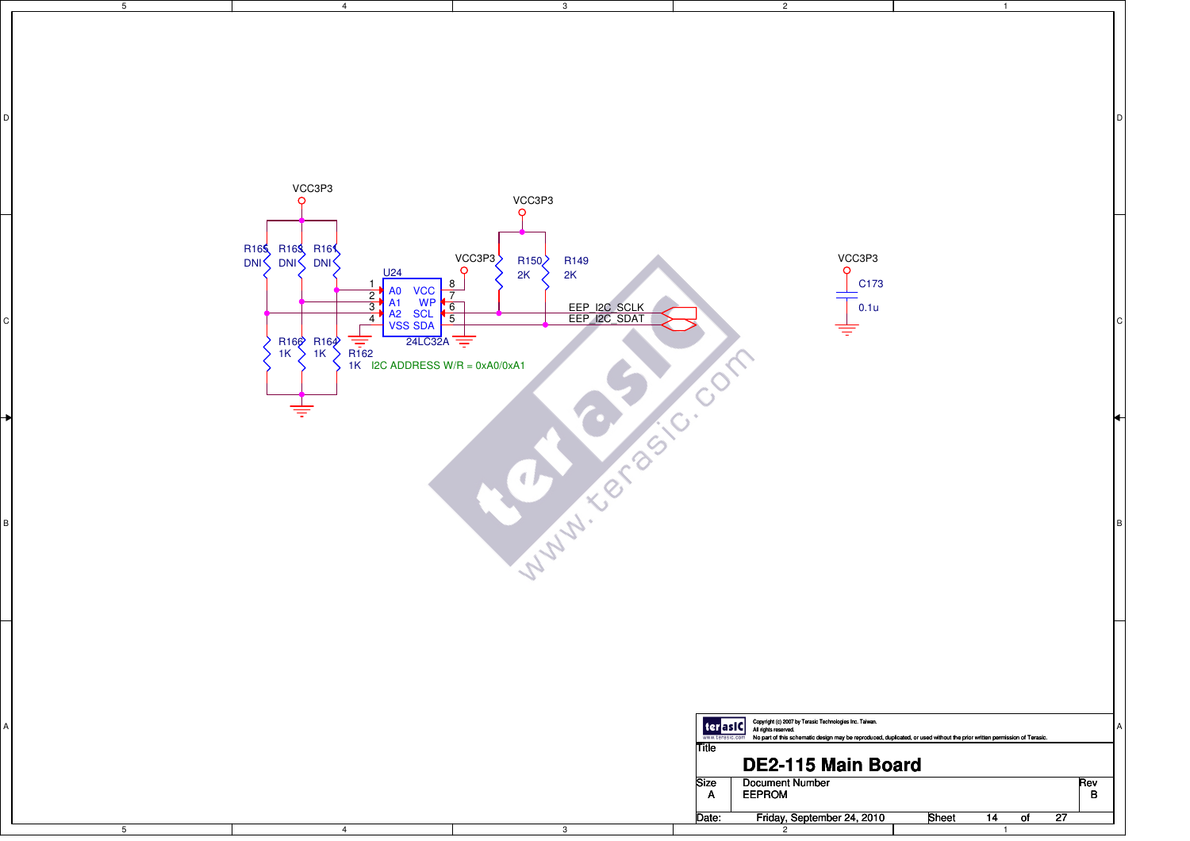VCC3P3

R165 DNI R163 DNI R161 DNI

U24

| Pin | Name | Name | Pin |
|---|---|---|---|
| 1 | A0 | VCC | 8 |
| 2 | A1 | WP | 7 |
| 3 | A2 | SCL | 6 |
| 4 | VSS | SDA | 5 |

24LC32A

R166 1K R164 1K R162 1K

I2C ADDRESS W/R = 0xA0/0xA1

VCC3P3

VCC3P3

R150 2K R149 2K

EEP_I2C_SCLK

EEP_I2C_SDAT

VCC3P3

C173 0.1u

Copyright (c) 2007 by Terasic Technologies Inc. Taiwan.
All rights reserved.
No part of this schematic design may be reproduced, duplicated, or used without the prior written permission of Terasic.

Title: **DE2-115 Main Board**

| Size | Document Number | Rev |
|---|---|---|
| A | EEPROM | B |

Date: Friday, September 24, 2010 Sheet 14 of 27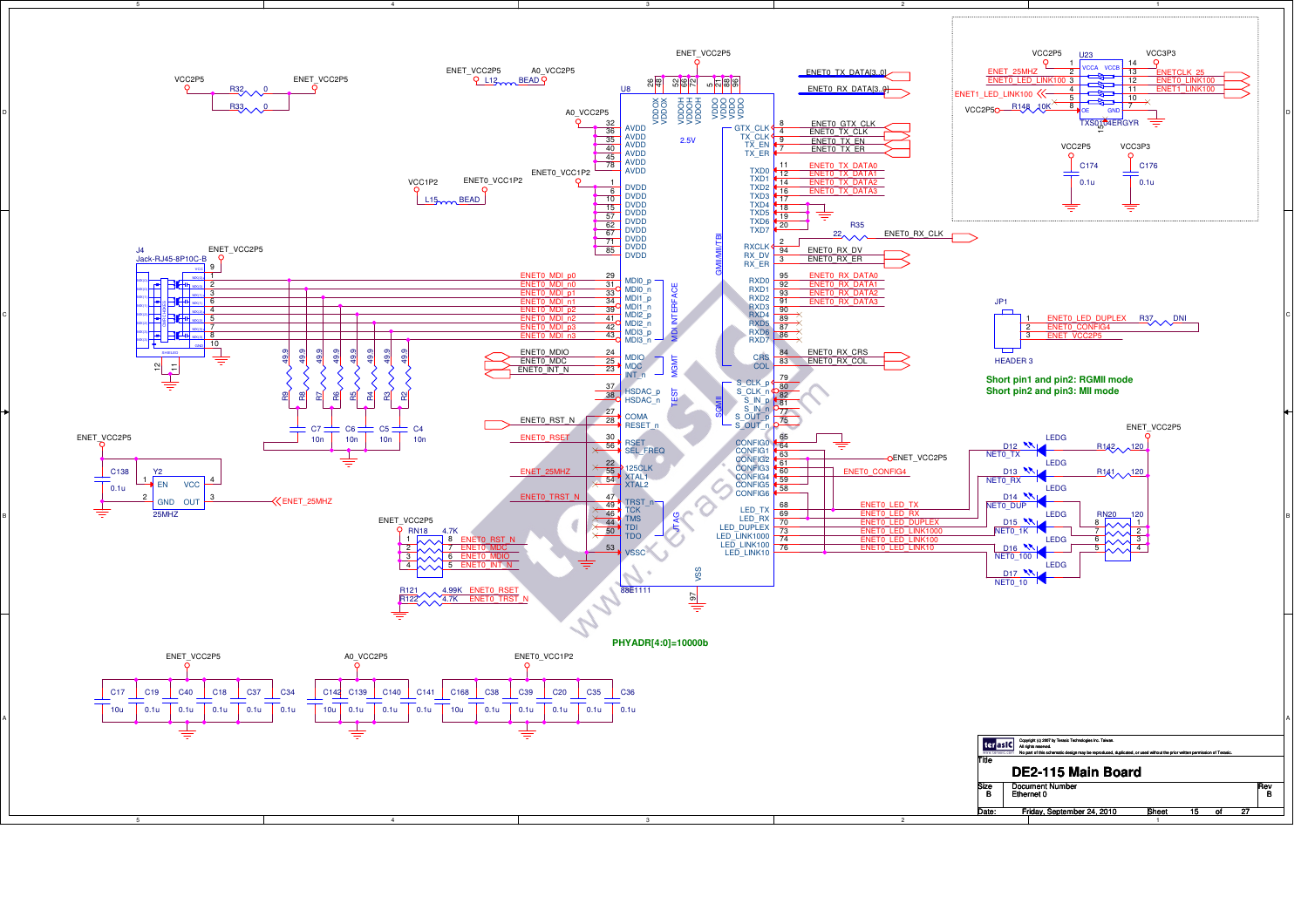ENET_VCC2P5

VCC2P5 — R32 0 — ENET_VCC2P5
R33 0

ENET_VCC2P5 — L12 BEAD — A0_VCC2P5

VCC1P2 — L15 BEAD — ENET0_VCC1P2

U8 88E1111

2.5V

PHYADR[4:0]=10000b

| Pin | Name | Net |
|---|---|---|
| 32, 36, 35, 40, 45, 78 | AVDD | A0_VCC2P5 |
| 1, 6, 10, 15, 57, 62, 67, 71, 85 | DVDD | ENET0_VCC1P2 |
| 29 | MDI0_p | ENET0_MDI_p0 |
| 31 | MDI0_n | ENET0_MDI_n0 |
| 33 | MDI1_p | ENET0_MDI_p1 |
| 34 | MDI1_n | ENET0_MDI_n1 |
| 39 | MDI2_p | ENET0_MDI_p2 |
| 41 | MDI2_n | ENET0_MDI_n2 |
| 42 | MDI3_p | ENET0_MDI_p3 |
| 43 | MDI3_n | ENET0_MDI_n3 |
| 24 | MDIO | ENET0_MDIO |
| 25 | MDC | ENET0_MDC |
| 23 | INT_n | ENET0_INT_N |
| 37 | HSDAC_p | |
| 38 | HSDAC_n | |
| 27 | COMA | |
| 28 | RESET_n | ENET0_RST_N |
| 30 | RSET | ENET0_RSET |
| 56 | SEL_FREQ | |
| 22 | 125CLK | |
| 55 | XTAL1 | ENET_25MHZ |
| 54 | XTAL2 | |
| 47 | TRST_n | ENET0_TRST_N |
| 49 | TCK | |
| 46 | TMS | |
| 44 | TDI | |
| 50 | TDO | |
| 53 | VSSC | |
| 97 | VSS | |
| 8 | GTX_CLK | ENET0_GTX_CLK |
| 4 | TX_CLK | ENET0_TX_CLK |
| 9 | TX_EN | ENET0_TX_EN |
| 7 | TX_ER | ENET0_TX_ER |
| 11 | TXD0 | ENET0_TX_DATA0 |
| 12 | TXD1 | ENET0_TX_DATA1 |
| 14 | TXD2 | ENET0_TX_DATA2 |
| 16 | TXD3 | ENET0_TX_DATA3 |
| 17, 18, 19, 20 | TXD4–TXD7 | |
| 2 | RXCLK | R35 22 — ENET0_RX_CLK |
| 94 | RX_DV | ENET0_RX_DV |
| 3 | RX_ER | ENET0_RX_ER |
| 95 | RXD0 | ENET0_RX_DATA0 |
| 92 | RXD1 | ENET0_RX_DATA1 |
| 93 | RXD2 | ENET0_RX_DATA2 |
| 91 | RXD3 | ENET0_RX_DATA3 |
| 90, 89, 87, 86 | RXD4–RXD7 | |
| 84 | CRS | ENET0_RX_CRS |
| 83 | COL | ENET0_RX_COL |
| 79 | S_CLK_p | |
| 80 | S_CLK_n | |
| 82 | S_IN_p | |
| 81 | S_IN_n | |
| 77 | S_OUT_p | |
| 75 | S_OUT_n | |
| 65 | CONFIG0 | |
| 64 | CONFIG1 | |
| 63 | CONFIG2 | |
| 61 | CONFIG3 | ENET_VCC2P5 |
| 60 | CONFIG4 | ENET0_CONFIG4 |
| 59 | CONFIG5 | |
| 58 | CONFIG6 | |
| 68 | LED_TX | ENET0_LED_TX |
| 69 | LED_RX | ENET0_LED_RX |
| 70 | LED_DUPLEX | ENET0_LED_DUPLEX |
| 73 | LED_LINK1000 | ENET0_LED_LINK1000 |
| 74 | LED_LINK100 | ENET0_LED_LINK100 |
| 76 | LED_LINK10 | ENET0_LED_LINK10 |

ENET0_TX_DATA[3..0]
ENET0_RX_DATA[3..0]

J4 Jack-RJ45-8P10C-B (pin 9: ENET_VCC2P5; pins 1,2,3,6,4,5,7,8 to MDI nets; 10, 11, 12 GND)

R9, R8, R7, R6, R5, R4, R3, R2: 49.9
C7, C6, C5, C4: 10n

Y2 25MHZ: EN, VCC, GND, OUT — ENET_25MHZ; C138 0.1u; ENET_VCC2P5

RN18 4.7K (ENET_VCC2P5): ENET0_RST_N, ENET0_MDC, ENET0_MDIO, ENET0_INT_N
R121 4.99K ENET0_RSET
R122 4.7K ENET0_TRST_N

U23 TXS0104ERGYR: VCC2P5 — VCCA, VCC3P3 — VCCB
ENET_25MHZ — ENETCLK_25
ENET0_LED_LINK100 — ENET0_LINK100
ENET1_LED_LINK100 — ENET1_LINK100
OE: VCC2P5 via R148 10K
C174 0.1u (VCC2P5), C176 0.1u (VCC3P3)

JP1 HEADER 3: 1 ENET0_LED_DUPLEX (R37 DNI), 2 ENET0_CONFIG4, 3 ENET_VCC2P5

**Short pin1 and pin2: RGMII mode**
**Short pin2 and pin3: MII mode**

LEDs (ENET_VCC2P5): D12 NET0_TX (R142 120), D13 NET0_RX (R141 120), D14 NET0_DUP, D15 NET0_1K, D16 NET0_100, D17 NET0_10 (RN20 120)

Decoupling:
ENET_VCC2P5: C17 10u, C19 0.1u, C40 0.1u, C18 0.1u, C37 0.1u, C34 0.1u
A0_VCC2P5: C142 10u, C139 0.1u, C140 0.1u, C141 0.1u
ENET0_VCC1P2: C168 10u, C38 0.1u, C39 0.1u, C20 0.1u, C35 0.1u, C36 0.1u

Copyright (c) 2007 by Terasic Technologies Inc. Taiwan. All rights reserved. No part of this schematic design may be reproduced, duplicated, or used without the prior written permission of Terasic.

| Title | DE2-115 Main Board | | |
|---|---|---|---|
| Size B | Document Number: Ethernet 0 | | Rev B |
| Date: Friday, September 24, 2010 | Sheet 15 of 27 | | |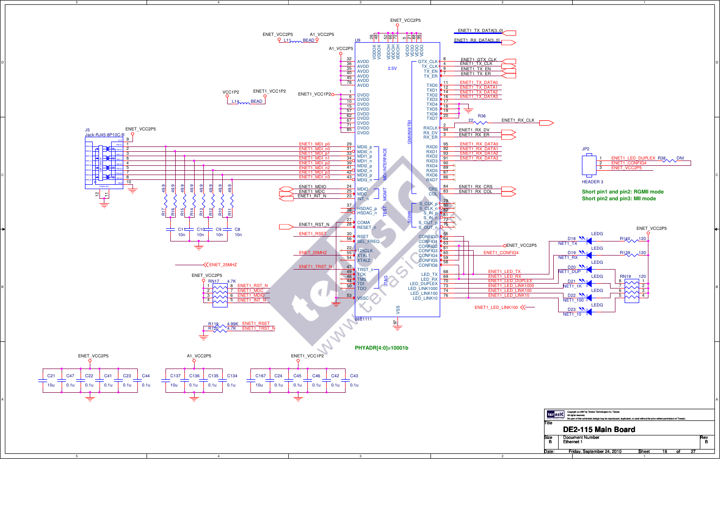Short pin1 and pin2: RGMII mode
Short pin2 and pin3: MII mode

PHYADR[4:0]=10001b

Copyright (c) 2007 by Terasic Technologies Inc. Taiwan.
All rights reserved.
No part of this schematic design may be reproduced, duplicated, or used without the prior written permission of Terasic.

| Title | DE2-115 Main Board | |
|---|---|---|
| Size | Document Number | Rev |
| B | Ethernet 1 | B |
| Date: | Friday, September 24, 2010 | Sheet 16 of 27 |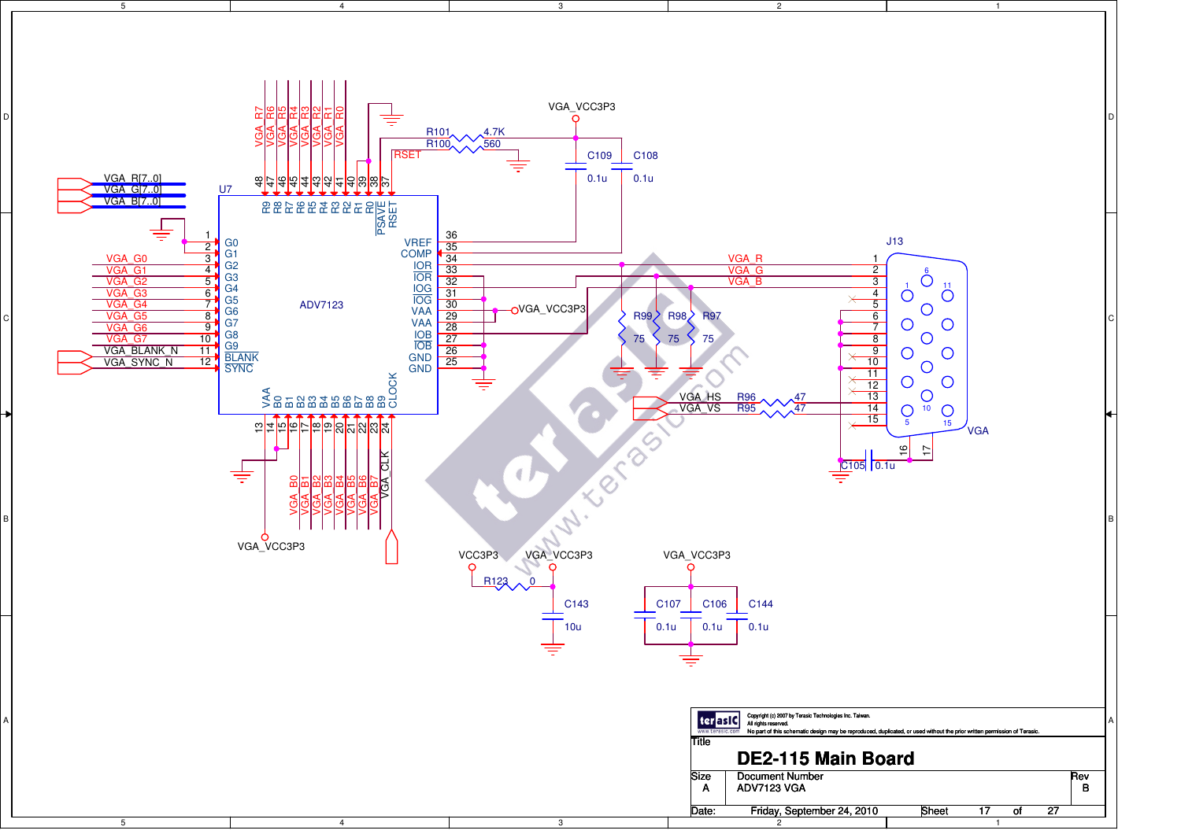## ADV7123 VGA

**U7: ADV7123**

| Pin | Name | Net |
|---|---|---|
| 1 | G0 | GND |
| 2 | G1 | GND |
| 3 | G2 | VGA_G0 |
| 4 | G3 | VGA_G1 |
| 5 | G4 | VGA_G2 |
| 6 | G5 | VGA_G3 |
| 7 | G6 | VGA_G4 |
| 8 | G7 | VGA_G5 |
| 9 | G8 | VGA_G6 |
| 10 | G9 | VGA_G7 |
| 11 | BLANK | VGA_BLANK_N |
| 12 | SYNC | VGA_SYNC_N |
| 13 | VAA | VGA_VCC3P3 |
| 14 | B0 | GND |
| 15 | B1 | GND |
| 16 | B2 | VGA_B0 |
| 17 | B3 | VGA_B1 |
| 18 | B4 | VGA_B2 |
| 19 | B5 | VGA_B3 |
| 20 | B6 | VGA_B4 |
| 21 | B7 | VGA_B5 |
| 22 | B8 | VGA_B6 |
| 23 | B9 | VGA_B7 |
| 24 | CLOCK | VGA_CLK |
| 25 | GND | GND |
| 26 | GND | GND |
| 27 | IOB | VGA_B |
| 28 | IOB | GND |
| 29 | VAA | VGA_VCC3P3 |
| 30 | VAA | VGA_VCC3P3 |
| 31 | IOG | GND |
| 32 | IOG | VGA_G |
| 33 | IOR | GND |
| 34 | IOR | VGA_R |
| 35 | COMP | C108 |
| 36 | VREF | C109 |
| 37 | RSET | RSET (R100 560) |
| 38 | PSAVE | R101 4.7K |
| 39 | R0 | GND |
| 40 | R1 | GND |
| 41 | R2 | VGA_R0 |
| 42 | R3 | VGA_R1 |
| 43 | R4 | VGA_R2 |
| 44 | R5 | VGA_R3 |
| 45 | R6 | VGA_R4 |
| 46 | R7 | VGA_R5 |
| 47 | R8 | VGA_R6 |
| 48 | R9 | VGA_R7 |

Buses: VGA_R[7..0], VGA_G[7..0], VGA_B[7..0]

R101 4.7K, R100 560, C109 0.1u, C108 0.1u (VGA_VCC3P3)

R99 75, R98 75, R97 75 (VGA_R, VGA_G, VGA_B to GND)

**J13: VGA**

| Pin | Net |
|---|---|
| 1 | VGA_R |
| 2 | VGA_G |
| 3 | VGA_B |
| 4 | NC |
| 5 | GND |
| 6 | GND |
| 7 | GND |
| 8 | GND |
| 9 | NC |
| 10 | GND |
| 11 | NC |
| 12 | NC |
| 13 | VGA_HS (R96 47) |
| 14 | VGA_VS (R95 47) |
| 15 | NC |
| 16 | GND |
| 17 | GND (C105 0.1u) |

VCC3P3 — R123 0 — VGA_VCC3P3; C143 10u

VGA_VCC3P3: C107 0.1u, C106 0.1u, C144 0.1u

Copyright (c) 2007 by Terasic Technologies Inc. Taiwan. All rights reserved. No part of this schematic design may be reproduced, duplicated, or used without the prior written permission of Terasic.

| Title | DE2-115 Main Board | |
|---|---|---|
| Size: A | Document Number: ADV7123 VGA | Rev: B |
| Date: Friday, September 24, 2010 | Sheet 17 of 27 | |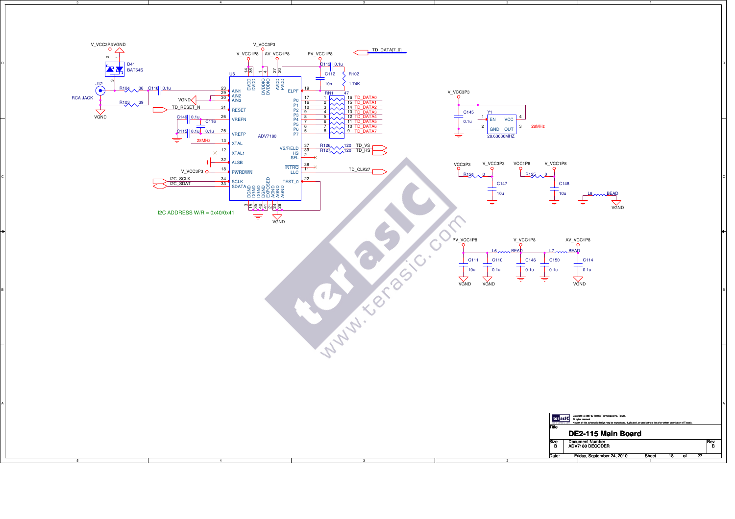V_VCC3P3 VGND

D41
BAT54S

J12

RCA JACK

R104 36 C118 0.1u

R103 39

VGND

V_VCC3P3

V_VCC1P8 AV_VCC1P8 PV_VCC1P8

TD_DATA[7..0]

U6

DVDD DVDD DVDDIO DVDDIO AVDD PVDD

C113 0.1u

C112 R102

10n 1.74K

ELPF

AIN1
AIN2
AIN3

VGND

TD_RESET_N

RESET

C149 0.1u C116

VREFN

C115 0.1u 0.1u

VREFP

28MHz XTAL

XTAL1

ALSB

V_VCC3P3 PWRDWN

I2C_SCLK SCLK
I2C_SDAT SDATA

ADV7180

RN1 47

P0 TD_DATA0
P1 TD_DATA1
P2 TD_DATA2
P3 TD_DATA3
P4 TD_DATA4
P5 TD_DATA5
P6 TD_DATA6
P7 TD_DATA7

VS/FIELD R126 120 TD_VS
HS R127 120 TD_HS
SFL

INTRQ
LLC TD_CLK27

TEST_0

DGND DGND DGND DGND EXPOSED AGND AGND AGND

VGND

I2C ADDRESS W/R = 0x40/0x41

V_VCC3P3

C145 Y1

0.1u EN VCC

GND OUT 28MHz

28.63636MHZ

VCC3P3 V_VCC3P3 VCC1P8 V_VCC1P8

R124 0 R125 0

C147 C148

10u 10u

L8 BEAD

VGND

PV_VCC1P8 V_VCC1P8 AV_VCC1P8

L6 BEAD L7 BEAD

C111 C110 C146 C150 C114

10u 0.1u 0.1u 0.1u 0.1u

VGND VGND VGND

Copyright (c) 2007 by Terasic Technologies Inc. Taiwan.
All rights reserved.
No part of this schematic design may be reproduced, duplicated, or used without the prior written permission of Terasic.

| Title | DE2-115 Main Board | |
|---|---|---|
| Size B | Document Number ADV7180 DECODER | Rev B |
| Date: | Friday, September 24, 2010 | Sheet 18 of 27 |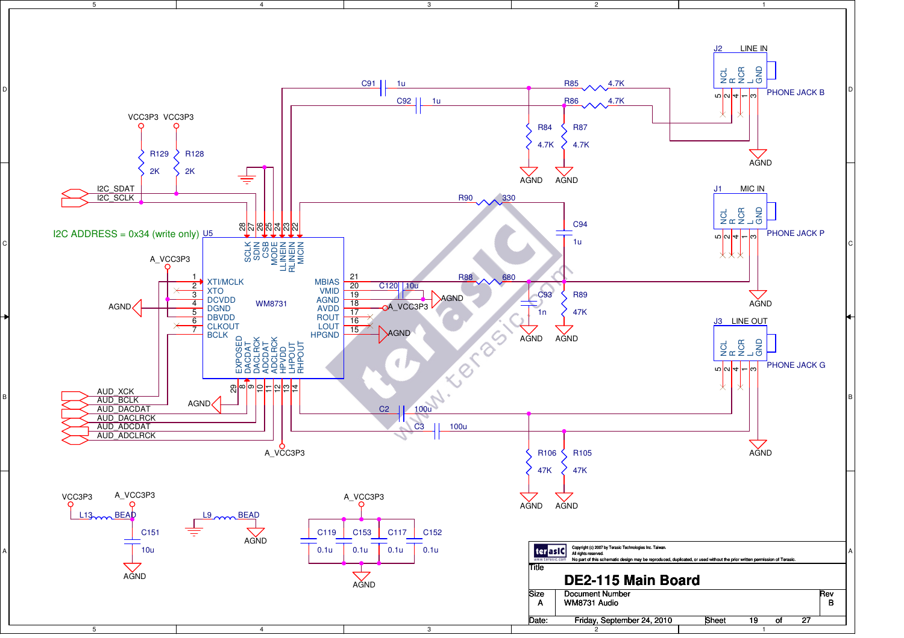# DE2-115 Main Board

**WM8731 Audio**

I2C ADDRESS = 0x34 (write only)

U5 — WM8731

| Pin | Name | Pin | Name |
|---|---|---|---|
| 1 | XTI/MCLK | 21 | MBIAS |
| 2 | XTO | 20 | VMID |
| 3 | DCVDD | 19 | AGND |
| 4 | DGND | 18 | AVDD |
| 5 | DBVDD | 17 | ROUT |
| 6 | CLKOUT | 16 | LOUT |
| 7 | BCLK | 15 | HPGND |
| 8 | DACDAT | 22 | MICIN |
| 9 | DACLRCK | 23 | RLINEIN |
| 10 | ADCDAT | 24 | LLINEIN |
| 11 | ADCLRCK | 25 | MODE |
| 12 | HPVDD | 26 | CSB |
| 13 | LHPOUT | 27 | SDIN |
| 14 | RHPOUT | 28 | SCLK |
| 29 | EXPOSED | | |

Signals: I2C_SDAT, I2C_SCLK, AUD_XCK, AUD_BCLK, AUD_DACDAT, AUD_DACLRCK, AUD_ADCDAT, AUD_ADCLRCK

Power: VCC3P3, A_VCC3P3, AGND

Components:

- R129 2K, R128 2K
- C91 1u, C92 1u
- R85 4.7K, R86 4.7K, R84 4.7K, R87 4.7K
- R90 330, C94 1u
- R88 680, C93 1n, R89 47K
- C120 10u
- C2 100u, C3 100u
- R106 47K, R105 47K
- L13 BEAD, C151 10u
- L9 BEAD
- C119 0.1u, C153 0.1u, C117 0.1u, C152 0.1u

Connectors:

- J2 LINE IN — PHONE JACK B (NCL 5, R 2, NCR 4, L 1, GND 3)
- J1 MIC IN — PHONE JACK P (NCL 5, R 2, NCR 4, L 1, GND 3)
- J3 LINE OUT — PHONE JACK G (NCL 5, R 2, NCR 4, L 1, GND 3)

Copyright (c) 2007 by Terasic Technologies Inc. Taiwan.
All rights reserved.
No part of this schematic design may be reproduced, duplicated, or used without the prior written permission of Terasic.

| Title | DE2-115 Main Board | |
|---|---|---|
| Size: A | Document Number: WM8731 Audio | Rev: B |
| Date: Friday, September 24, 2010 | Sheet 19 of 27 | |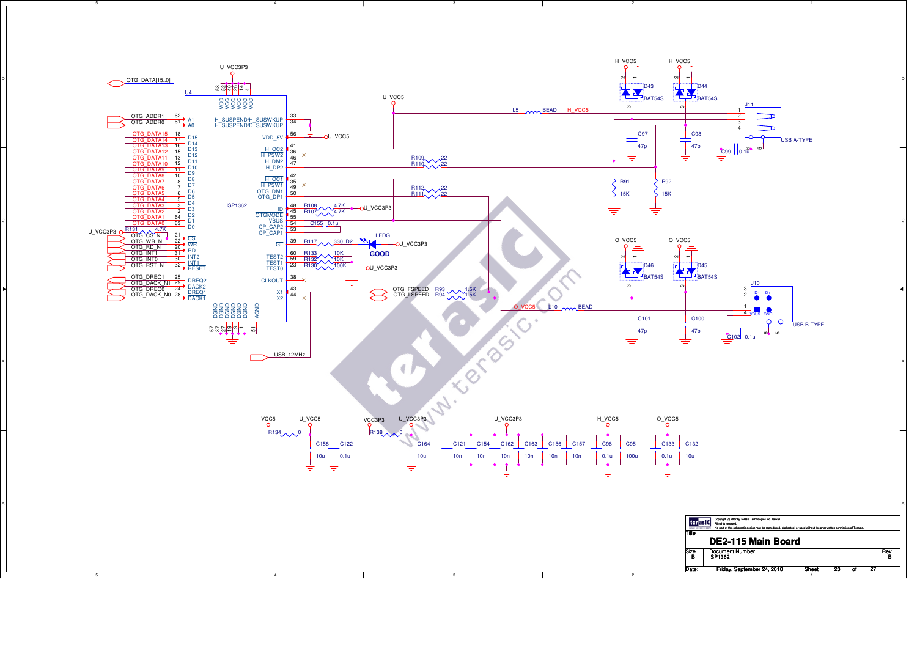U_VCC3P3

OTG_DATA[15..0]

U4

| Signal | Pin | U4 Pin Name |
|---|---|---|
| OTG_ADDR1 | 62 | A1 |
| OTG_ADDR0 | 61 | A0 |
| OTG_DATA15 | 18 | D15 |
| OTG_DATA14 | 17 | D14 |
| OTG_DATA13 | 16 | D13 |
| OTG_DATA12 | 15 | D12 |
| OTG_DATA11 | 13 | D11 |
| OTG_DATA10 | 12 | D10 |
| OTG_DATA9 | 11 | D9 |
| OTG_DATA8 | 10 | D8 |
| OTG_DATA7 | 8 | D7 |
| OTG_DATA6 | 7 | D6 |
| OTG_DATA5 | 6 | D5 |
| OTG_DATA4 | 5 | D4 |
| OTG_DATA3 | 3 | D3 |
| OTG_DATA2 | 2 | D2 |
| OTG_DATA1 | 64 | D1 |
| OTG_DATA0 | 63 | D0 |
| OTG_CS_N | 21 | CS |
| OTG_WR_N | 22 | WR |
| OTG_RD_N | 20 | RD |
| OTG_INT1 | 31 | INT2 |
| OTG_INT0 | 30 | INT1 |
| OTG_RST_N | 32 | RESET |
| OTG_DREQ1 | 25 | DREQ2 |
| OTG_DACK_N1 | 29 | DACK2 |
| OTG_DREQ0 | 24 | DREQ1 |
| OTG_DACK_N0 | 28 | DACK1 |

U_VCC3P3 — R131 4.7K — OTG_CS_N

VCC pins: 58, 52, 40, 26, 14, 4

DGND pins: 57, 37, 27, 19, 9, 1; AGND: 51

ISP1362

| Pin | U4 Pin Name | Connection |
|---|---|---|
| 33 | H_SUSPEND/H_SUSWKUP | |
| 34 | H_SUSPEND/D_SUSWKUP | GND |
| 56 | VDD_5V | U_VCC5 |
| 41 | H_OC2 | U_VCC5 |
| 36 | H_PSW2 | NC |
| 46 | H_DM2 | R109 22 |
| 47 | H_DP2 | R110 22 |
| 42 | H_OC1 | |
| 35 | H_PSW1 | NC |
| 49 | OTG_DM1 | R112 22 |
| 50 | OTG_DP1 | R111 22 |
| 48 | ID | R108 4.7K — U_VCC3P3 |
| 45 | OTGMODE | R107 4.7K |
| 55 | VBUS | |
| 54 | CP_CAP2 | C155 0.1u |
| 53 | CP_CAP1 | C155 0.1u |
| 39 | GL | R117 330 — D2 LEDG (GOOD) — U_VCC3P3 |
| 60 | TEST2 | R133 10K |
| 59 | TEST1 | R132 10K |
| 23 | TEST0 | R130 100K — U_VCC3P3 |
| 38 | CLKOUT | NC |
| 43 | X1 | USB_12MHz |
| 44 | X2 | NC |

OTG_FSPEED — R93 1.5K

OTG_LSPEED — R94 1.5K

U_VCC5 — L5 BEAD — H_VCC5

H_VCC5 — D43 BAT54S, D44 BAT54S

C97 47p, C98 47p, R91 15K, R92 15K

J11 USB A-TYPE (pins 1–4, 5, 6); C99 0.1u

O_VCC5 — D46 BAT54S, D45 BAT54S

J10 USB B-TYPE (pins 3 D-, 2 D+, 1 VBUS, 4 GND, 5, 6); C102 0.1u

O_VCC5 — L10 BEAD

C101 47p, C100 47p

VCC5 — R134 0 — U_VCC5; C158 10u, C122 0.1u

VCC3P3 — R138 0 — U_VCC3P3; C164 10u

U_VCC3P3: C121 10n, C154 10n, C162 10n, C163 10n, C156 10n, C157 10n

H_VCC5: C96 0.1u, C95 100u

O_VCC5: C133 0.1u, C132 10u

Copyright (c) 2007 by Terasic Technologies Inc. Taiwan.
All rights reserved.
No part of this schematic design may be reproduced, duplicated, or used without the prior written permission of Terasic.

| Title | DE2-115 Main Board | |
|---|---|---|
| Size: B | Document Number: ISP1362 | Rev: B |
| Date: Friday, September 24, 2010 | Sheet 20 of 27 | |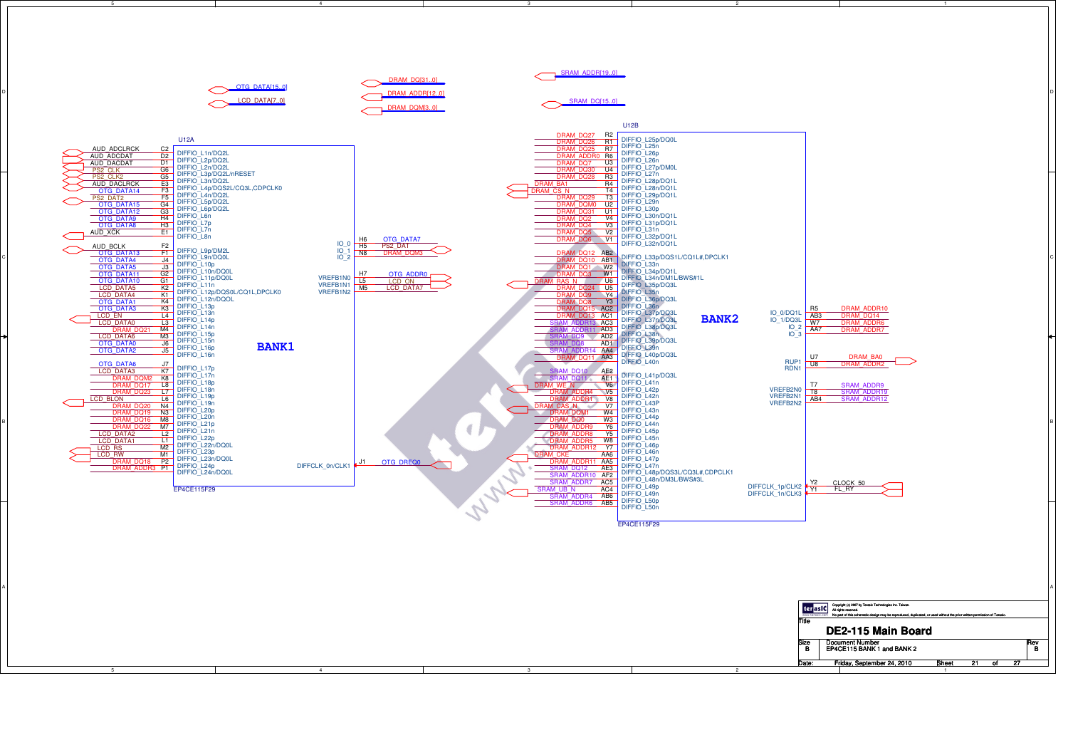# DE2-115 Main Board

Document Number: EP4CE115 BANK 1 and BANK 2

Size: B | Rev: B

Date: Friday, September 24, 2010

Copyright (c) 2007 by Terasic Technologies Inc. Taiwan. All rights reserved. No part of this schematic design may be reproduced, duplicated, or used without the prior written permission of Terasic.

## U12A — BANK1 (EP4CE115F29)

Buses: OTG_DATA[15..0], LCD_DATA[7..0], DRAM_DQ[31..0], DRAM_ADDR[12..0], DRAM_DQM[3..0]

| Net | Pin | Function |
|---|---|---|
| AUD_ADCLRCK | C2 | DIFFIO_L1n/DQ2L |
| AUD_ADCDAT | D2 | DIFFIO_L2p/DQ2L |
| AUD_DACDAT | D1 | DIFFIO_L2n/DQ2L |
| PS2_CLK | G6 | DIFFIO_L3p/DQ2L/nRESET |
| PS2_CLK2 | G5 | DIFFIO_L3n/DQ2L |
| AUD_DACLRCK | E3 | DIFFIO_L4p/DQS2L/CQ3L,CDPCLK0 |
| OTG_DATA14 | F3 | DIFFIO_L4n/DQ2L |
| PS2_DAT2 | F5 | DIFFIO_L5p/DQ2L |
| OTG_DATA15 | G4 | DIFFIO_L6p/DQ2L |
| OTG_DATA12 | G3 | DIFFIO_L6n |
| OTG_DATA9 | H4 | DIFFIO_L7p |
| OTG_DATA8 | H3 | DIFFIO_L7n |
| AUD_XCK | E1 | DIFFIO_L8n |
| AUD_BCLK | F2 | DIFFIO_L9p/DM2L |
| OTG_DATA13 | F1 | DIFFIO_L9n/DQ0L |
| OTG_DATA4 | J4 | DIFFIO_L10p |
| OTG_DATA5 | J3 | DIFFIO_L10n/DQ0L |
| OTG_DATA11 | G2 | DIFFIO_L11p/DQ0L |
| OTG_DATA10 | G1 | DIFFIO_L11n |
| LCD_DATA5 | K2 | DIFFIO_L12p/DQS0L/CQ1L,DPCLK0 |
| LCD_DATA4 | K1 | DIFFIO_L12n/DQ0L |
| OTG_DATA1 | K4 | DIFFIO_L13p |
| OTG_DATA3 | K3 | DIFFIO_L13n |
| LCD_EN | L4 | DIFFIO_L14p |
| LCD_DATA0 | L3 | DIFFIO_L14n |
| DRAM_DQ21 | M4 | DIFFIO_L15p |
| LCD_DATA6 | M3 | DIFFIO_L15n |
| OTG_DATA0 | J6 | DIFFIO_L16p |
| OTG_DATA2 | J5 | DIFFIO_L16n |
| OTG_DATA6 | J7 | DIFFIO_L17p |
| LCD_DATA3 | K7 | DIFFIO_L17n |
| DRAM_DQM2 | K8 | DIFFIO_L18p |
| DRAM_DQ17 | L8 | DIFFIO_L18n |
| DRAM_DQ23 | L7 | DIFFIO_L19p |
| LCD_BLON | L6 | DIFFIO_L19n |
| DRAM_DQ20 | N4 | DIFFIO_L20p |
| DRAM_DQ19 | N3 | DIFFIO_L20n |
| DRAM_DQ16 | M8 | DIFFIO_L21p |
| DRAM_DQ22 | M7 | DIFFIO_L21n |
| LCD_DATA2 | L2 | DIFFIO_L22p |
| LCD_DATA1 | L1 | DIFFIO_L22n/DQ0L |
| LCD_RS | M2 | DIFFIO_L23p |
| LCD_RW | M1 | DIFFIO_L23n/DQ0L |
| DRAM_DQ18 | P2 | DIFFIO_L24p |
| DRAM_ADDR3 | P1 | DIFFIO_L24n/DQ0L |
| OTG_DATA7 | H6 | IO_0 |
| PS2_DAT | H5 | IO_1 |
| DRAM_DQM3 | N8 | IO_2 |
| OTG_ADDR0 | H7 | VREFB1N0 |
| LCD_ON | L5 | VREFB1N1 |
| LCD_DATA7 | M5 | VREFB1N2 |
| OTG_DREQ0 | J1 | DIFFCLK_0n/CLK1 |

## U12B — BANK2 (EP4CE115F29)

Buses: SRAM_ADDR[19..0], SRAM_DQ[15..0]

| Net | Pin | Function |
|---|---|---|
| DRAM_DQ27 | R2 | DIFFIO_L25p/DQ0L |
| DRAM_DQ26 | R1 | DIFFIO_L25n |
| DRAM_DQ25 | R7 | DIFFIO_L26p |
| DRAM_ADDR0 | R6 | DIFFIO_L26n |
| DRAM_DQ7 | U3 | DIFFIO_L27p/DM0L |
| DRAM_DQ30 | U4 | DIFFIO_L27n |
| DRAM_DQ28 | R3 | DIFFIO_L28p/DQ1L |
| DRAM_BA1 | R4 | DIFFIO_L28n/DQ1L |
| DRAM_CS_N | T4 | DIFFIO_L29p/DQ1L |
| DRAM_DQ29 | T3 | DIFFIO_L29n |
| DRAM_DQM0 | U2 | DIFFIO_L30p |
| DRAM_DQ31 | U1 | DIFFIO_L30n/DQ1L |
| DRAM_DQ2 | V4 | DIFFIO_L31p/DQ1L |
| DRAM_DQ4 | V3 | DIFFIO_L31n |
| DRAM_DQ5 | V2 | DIFFIO_L32p/DQ1L |
| DRAM_DQ6 | V1 | DIFFIO_L32n/DQ1L |
| DRAM_DQ12 | AB2 | DIFFIO_L33p/DQS1L/CQ1L#,DPCLK1 |
| DRAM_DQ10 | AB1 | DIFFIO_L33n |
| DRAM_DQ1 | W2 | DIFFIO_L34p/DQ1L |
| DRAM_DQ3 | W1 | DIFFIO_L34n/DM1L/BWS#1L |
| DRAM_RAS_N | U6 | DIFFIO_L35p/DQ3L |
| DRAM_DQ24 | U5 | DIFFIO_L35n |
| DRAM_DQ9 | Y4 | DIFFIO_L36p/DQ3L |
| DRAM_DQ8 | Y3 | DIFFIO_L36n |
| DRAM_DQ15 | AC2 | DIFFIO_L37p/DQ3L |
| DRAM_DQ13 | AC1 | DIFFIO_L37n/DQ3L |
| SRAM_ADDR13 | AC3 | DIFFIO_L38p/DQ3L |
| SRAM_ADDR11 | AD3 | DIFFIO_L38n |
| SRAM_DQ9 | AD2 | DIFFIO_L39p/DQ3L |
| SRAM_DQ8 | AD1 | DIFFIO_L39n |
| SRAM_ADDR14 | AA4 | DIFFIO_L40p/DQ3L |
| DRAM_DQ11 | AA3 | DIFFIO_L40n |
| SRAM_DQ10 | AE2 | DIFFIO_L41p/DQ3L |
| SRAM_DQ11 | AE1 | DIFFIO_L41n |
| DRAM_WE_N | V6 | DIFFIO_L42p |
| DRAM_ADDR4 | V5 | DIFFIO_L42n |
| DRAM_ADDR1 | V8 | DIFFIO_L43P |
| DRAM_CAS_N | V7 | DIFFIO_L43n |
| DRAM_DQM1 | W4 | DIFFIO_L44p |
| DRAM_DQ0 | W3 | DIFFIO_L44n |
| DRAM_ADDR9 | Y6 | DIFFIO_L45p |
| DRAM_ADDR8 | Y5 | DIFFIO_L45n |
| DRAM_ADDR5 | W8 | DIFFIO_L46p |
| DRAM_ADDR12 | Y7 | DIFFIO_L46n |
| DRAM_CKE | AA6 | DIFFIO_L47p |
| DRAM_ADDR11 | AA5 | DIFFIO_L47n |
| SRAM_DQ12 | AE3 | DIFFIO_L48p/DQS3L/CQ3L#,CDPCLK1 |
| SRAM_ADDR10 | AF2 | DIFFIO_L48n/DM3L/BWS#3L |
| SRAM_ADDR7 | AC5 | DIFFIO_L49p |
| SRAM_UB_N | AC4 | DIFFIO_L49n |
| SRAM_ADDR4 | AB6 | DIFFIO_L50p |
| SRAM_ADDR6 | AB5 | DIFFIO_L50n |
| DRAM_ADDR10 | R5 | IO_0/DQ1L |
| DRAM_DQ14 | AB3 | IO_1/DQ3L |
| DRAM_ADDR6 | W7 | IO_2 |
| DRAM_ADDR7 | AA7 | IO_3 |
| DRAM_BA0 | U7 | RUP1 |
| DRAM_ADDR2 | U8 | RDN1 |
| SRAM_ADDR9 | T7 | VREFB2N0 |
| SRAM_ADDR19 | T8 | VREFB2N1 |
| SRAM_ADDR12 | AB4 | VREFB2N2 |
| CLOCK_50 | Y2 | DIFFCLK_1p/CLK2 |
| FL_RY | Y1 | DIFFCLK_1n/CLK3 |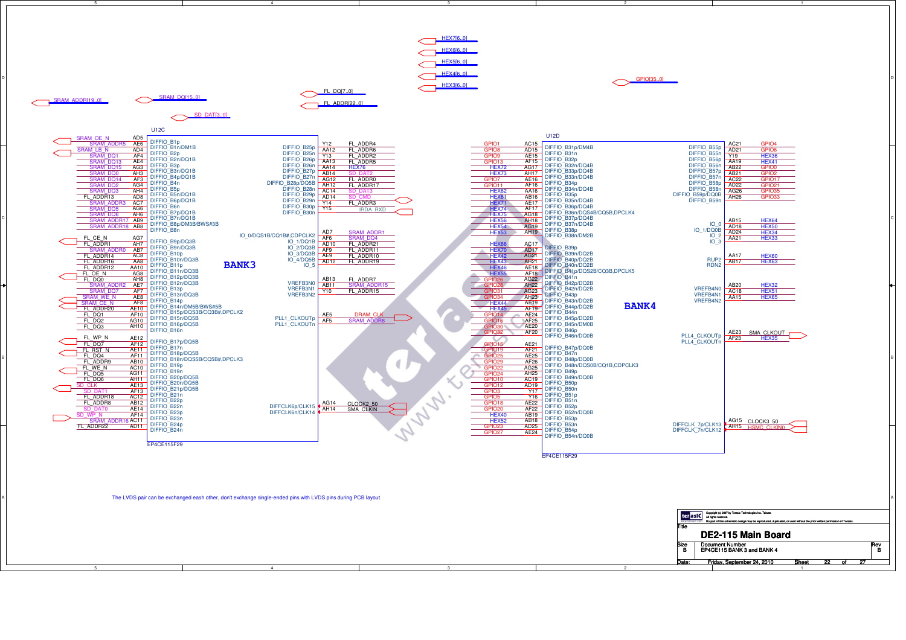# DE2-115 Main Board — EP4CE115 BANK 3 and BANK 4

Bus nets: SRAM_ADDR[19..0], SRAM_DQ[15..0], SD_DAT[3..0], FL_DQ[7..0], FL_ADDR[22..0], HEX7[6..0], HEX6[6..0], HEX5[6..0], HEX4[6..0], HEX3[6..0], GPIO[35..0]

## U12C — BANK3 (EP4CE115F29)

| Net | Pin | Function |
|---|---|---|
| SRAM_OE_N | AD5 | DIFFIO_B1p |
| SRAM_ADDR5 | AE6 | DIFFIO_B1n/DM1B |
| SRAM_LB_N | AD4 | DIFFIO_B2p |
| SRAM_DQ1 | AF4 | DIFFIO_B2n/DQ1B |
| SRAM_DQ13 | AE4 | DIFFIO_B3p |
| SRAM_DQ15 | AG3 | DIFFIO_B3n/DQ1B |
| SRAM_DQ0 | AH3 | DIFFIO_B4p/DQ1B |
| SRAM_DQ14 | AF3 | DIFFIO_B4n |
| SRAM_DQ2 | AG4 | DIFFIO_B5p |
| SRAM_DQ3 | AH4 | DIFFIO_B5n/DQ1B |
| FL_ADDR13 | AD8 | DIFFIO_B6p/DQ1B |
| SRAM_ADDR3 | AC7 | DIFFIO_B6n |
| SRAM_DQ5 | AG6 | DIFFIO_B7p/DQ1B |
| SRAM_DQ6 | AH6 | DIFFIO_B7n/DQ1B |
| SRAM_ADDR17 | AB9 | DIFFIO_B8p/DM3B/BWS#3B |
| SRAM_ADDR18 | AB8 | DIFFIO_B8n |
| FL_CE_N | AG7 | DIFFIO_B9p/DQ3B |
| FL_ADDR1 | AH7 | DIFFIO_B9n/DQ3B |
| SRAM_ADDR0 | AB7 | DIFFIO_B10p |
| FL_ADDR14 | AC8 | DIFFIO_B10n/DQ3B |
| FL_ADDR16 | AA8 | DIFFIO_B11p |
| FL_ADDR12 | AA10 | DIFFIO_B11n/DQ3B |
| FL_OE_N | AG8 | DIFFIO_B12p/DQ3B |
| FL_DQ0 | AH8 | DIFFIO_B12n/DQ3B |
| SRAM_ADDR2 | AE7 | DIFFIO_B13p |
| SRAM_DQ7 | AF7 | DIFFIO_B13n/DQ3B |
| SRAM_WE_N | AE8 | DIFFIO_B14p |
| SRAM_CE_N | AF8 | DIFFIO_B14n/DM5B/BWS#5B |
| FL_ADDR20 | AE10 | DIFFIO_B15p/DQS3B/CQ3B#,DPCLK2 |
| FL_DQ1 | AF10 | DIFFIO_B15n/DQ5B |
| FL_DQ2 | AG10 | DIFFIO_B16p/DQ5B |
| FL_DQ3 | AH10 | DIFFIO_B16n |
| FL_WP_N | AE12 | DIFFIO_B17p/DQ5B |
| FL_DQ7 | AF12 | DIFFIO_B17n |
| FL_RST_N | AE11 | DIFFIO_B18p/DQ5B |
| FL_DQ4 | AF11 | DIFFIO_B18n/DQS5B/CQ5B#,DPCLK3 |
| FL_ADDR9 | AB10 | DIFFIO_B19p |
| FL_WE_N | AC10 | DIFFIO_B19n |
| FL_DQ5 | AG11 | DIFFIO_B20p/DQ5B |
| FL_DQ6 | AH11 | DIFFIO_B20n/DQ5B |
| SD_CLK | AE13 | DIFFIO_B21p/DQ5B |
| SD_DAT1 | AF13 | DIFFIO_B21n |
| FL_ADDR18 | AC12 | DIFFIO_B22p |
| FL_ADDR8 | AB12 | DIFFIO_B22n |
| SD_DAT0 | AE14 | DIFFIO_B23p |
| SD_WP_N | AF14 | DIFFIO_B23n |
| SRAM_ADDR16 | AC11 | DIFFIO_B24p |
| FL_ADDR22 | AD11 | DIFFIO_B24n |
| FL_ADDR4 | Y12 | DIFFIO_B25p |
| FL_ADDR6 | AA12 | DIFFIO_B25n |
| FL_ADDR2 | Y13 | DIFFIO_B26p |
| FL_ADDR5 | AA13 | DIFFIO_B26n |
| HEX76 | AA14 | DIFFIO_B27p |
| SD_DAT2 | AB14 | DIFFIO_B27n |
| FL_ADDR0 | AG12 | DIFFIO_B28p/DQ5B |
| FL_ADDR17 | AH12 | DIFFIO_B28n |
| SD_DAT3 | AC14 | DIFFIO_B29p |
| SD_CMD | AD14 | DIFFIO_B29n |
| FL_ADDR3 | Y14 | DIFFIO_B30p |
| IRDA_RXD | Y15 | DIFFIO_B30n |
| SRAM_ADDR1 | AD7 | IO_0/DQS1B/CQ1B#,CDPCLK2 |
| SRAM_DQ4 | AF6 | IO_1/DQ1B |
| FL_ADDR21 | AD10 | IO_2/DQ3B |
| FL_ADDR11 | AF9 | IO_3/DQ3B |
| FL_ADDR10 | AE9 | IO_4/DQ5B |
| FL_ADDR19 | AD12 | IO_5 |
| FL_ADDR7 | AB13 | VREFB3N0 |
| SRAM_ADDR15 | AB11 | VREFB3N1 |
| FL_ADDR15 | Y10 | VREFB3N2 |
| DRAM_CLK | AE5 | PLL1_CLKOUTp |
| SRAM_ADDR8 | AF5 | PLL1_CLKOUTn |
| CLOCK2_50 | AG14 | DIFFCLK6p/CLK15 |
| SMA_CLKIN | AH14 | DIFFCLK6n/CLK14 |

## U12D — BANK4 (EP4CE115F29)

| Net | Pin | Function |
|---|---|---|
| GPIO1 | AC15 | DIFFIO_B31p/DM4B |
| GPIO8 | AD15 | DIFFIO_B31n |
| GPIO9 | AE15 | DIFFIO_B32p |
| GPIO13 | AF15 | DIFFIO_B32n/DQ4B |
| HEX72 | AG17 | DIFFIO_B33p/DQ4B |
| HEX73 | AH17 | DIFFIO_B33n/DQ4B |
| GPIO7 | AE16 | DIFFIO_B34p |
| GPIO11 | AF16 | DIFFIO_B34n/DQ4B |
| HEX62 | AA16 | DIFFIO_B35p |
| HEX61 | AB16 | DIFFIO_B35n/DQ4B |
| HEX71 | AE17 | DIFFIO_B36p/DQ4B |
| HEX74 | AF17 | DIFFIO_B36n/DQS4B/CQ5B,DPCLK4 |
| HEX75 | AG18 | DIFFIO_B37p/DQ4B |
| HEX56 | AH18 | DIFFIO_B37n/DQ4B |
| HEX54 | AG19 | DIFFIO_B38p |
| HEX53 | AH19 | DIFFIO_B38n/DM2B |
| HEX66 | AC17 | DIFFIO_B39p |
| HEX70 | AD17 | DIFFIO_B39n/DQ2B |
| HEX42 | AG21 | DIFFIO_B40p/DQ2B |
| HEX43 | AH21 | DIFFIO_B40n/DQ2B |
| HEX46 | AE18 | DIFFIO_B41p/DQS2B/CQ3B,DPCLK5 |
| HEX55 | AF18 | DIFFIO_B41n |
| GPIO26 | AG22 | DIFFIO_B42p/DQ2B |
| GPIO28 | AH22 | DIFFIO_B42n/DQ2B |
| GPIO31 | AG23 | DIFFIO_B43p |
| GPIO34 | AH23 | DIFFIO_B43n/DQ2B |
| HEX44 | AE19 | DIFFIO_B44p/DQ2B |
| HEX45 | AF19 | DIFFIO_B44n |
| GPIO14 | AF24 | DIFFIO_B45p/DQ2B |
| GPIO16 | AF25 | DIFFIO_B45n/DM0B |
| GPIO30 | AE20 | DIFFIO_B46p |
| GPIO32 | AF20 | DIFFIO_B46n/DQ0B |
| GPIO15 | AE21 | DIFFIO_B47p/DQ0B |
| GPIO19 | AF21 | DIFFIO_B47n |
| GPIO25 | AE25 | DIFFIO_B48p/DQ0B |
| GPIO29 | AF26 | DIFFIO_B48n/DQS0B/CQ1B,CDPCLK3 |
| GPIO22 | AG25 | DIFFIO_B49p |
| GPIO24 | AH25 | DIFFIO_B49n/DQ0B |
| GPIO10 | AC19 | DIFFIO_B50p |
| GPIO12 | AD19 | DIFFIO_B50n |
| GPIO3 | Y17 | DIFFIO_B51p |
| GPIO5 | Y16 | DIFFIO_B51n |
| GPIO18 | AE22 | DIFFIO_B52p |
| GPIO20 | AF22 | DIFFIO_B52n/DQ0B |
| HEX40 | AB19 | DIFFIO_B53p |
| HEX52 | AB18 | DIFFIO_B53n |
| GPIO23 | AD25 | DIFFIO_B54p |
| GPIO27 | AE24 | DIFFIO_B54n/DQ0B |
| GPIO4 | AC21 | DIFFIO_B55p |
| GPIO6 | AD21 | DIFFIO_B55n |
| HEX36 | Y19 | DIFFIO_B56p |
| HEX41 | AA19 | DIFFIO_B56n |
| GPIO0 | AB22 | DIFFIO_B57p |
| GPIO2 | AB21 | DIFFIO_B57n |
| GPIO17 | AC22 | DIFFIO_B58p |
| GPIO21 | AD22 | DIFFIO_B58n |
| GPIO35 | AG26 | DIFFIO_B59p/DQ0B |
| GPIO33 | AH26 | DIFFIO_B59n |
| HEX64 | AB15 | IO_0 |
| HEX50 | AD18 | IO_1/DQ0B |
| HEX34 | AD24 | IO_2 |
| HEX33 | AA21 | IO_3 |
| HEX60 | AA17 | RUP2 |
| HEX63 | AB17 | RDN2 |
| HEX32 | AB20 | VREFB4N0 |
| HEX51 | AC18 | VREFB4N1 |
| HEX65 | AA15 | VREFB4N2 |
| SMA_CLKOUT | AE23 | PLL4_CLKOUTp |
| HEX35 | AF23 | PLL4_CLKOUTn |
| CLOCK3_50 | AG15 | DIFFCLK_7p/CLK13 |
| HSMC_CLKIN0 | AH15 | DIFFCLK_7n/CLK12 |

The LVDS pair can be exchanged eash other, don't exchange single-ended pins with LVDS pins during PCB layout

Copyright (c) 2007 by Terasic Technologies Inc. Taiwan. All rights reserved. No part of this schematic design may be reproduced, duplicated, or used without the prior written permission of Terasic.

| Title | DE2-115 Main Board | |
|---|---|---|
| Size: B | Document Number: EP4CE115 BANK 3 and BANK 4 | Rev: B |
| Date: Friday, September 24, 2010 | Sheet 22 of 27 | |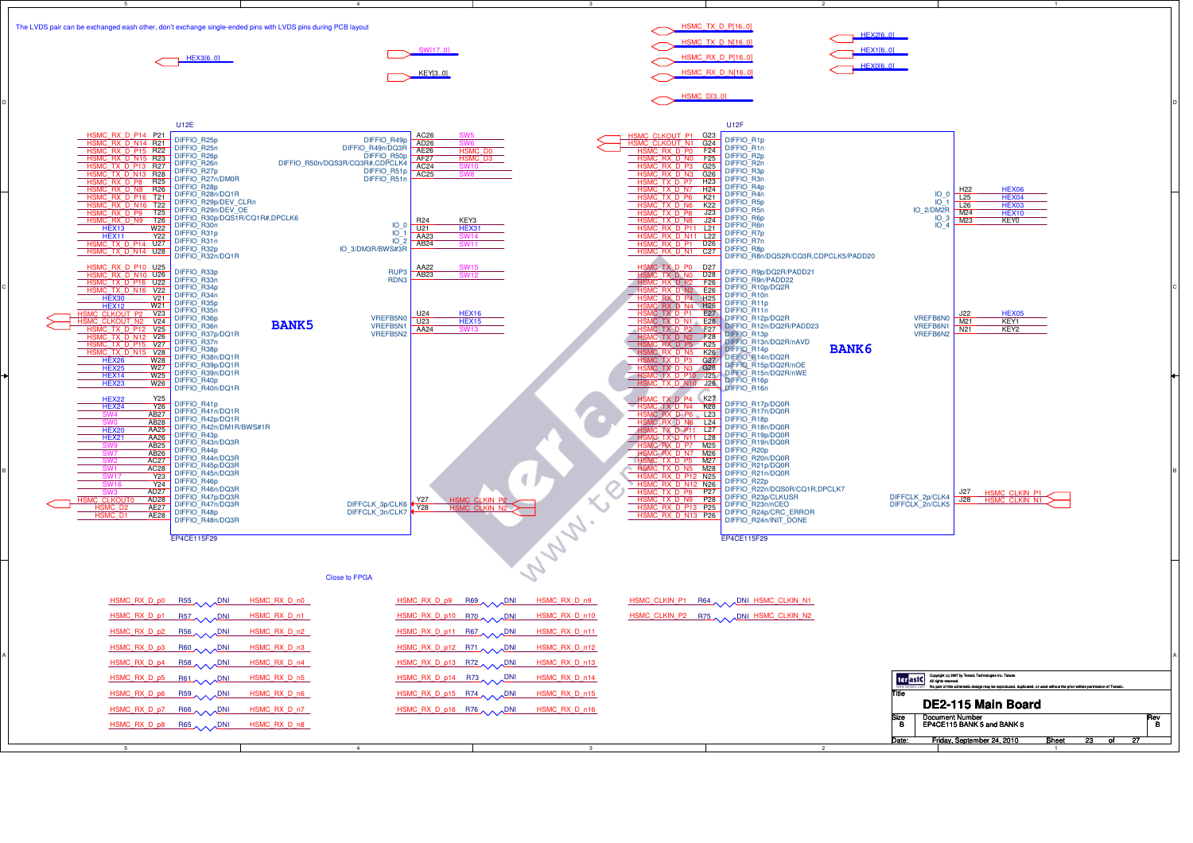The LVDS pair can be exchanged eash other, don't exchange single-ended pins with LVDS pins during PCB layout

HEX3[6..0] SW[17..0] KEY[3..0] HSMC_TX_D_P[16..0] HSMC_TX_D_N[16..0] HSMC_RX_D_P[16..0] HSMC_RX_D_N[16..0] HSMC_D[3..0] HEX2[6..0] HEX1[6..0] HEX0[6..0]

## U12E — BANK5 (EP4CE115F29)

| Net | Pin | Function |
|---|---|---|
| HSMC_RX_D_P14 | P21 | DIFFIO_R25p |
| HSMC_RX_D_N14 | R21 | DIFFIO_R25n |
| HSMC_RX_D_P15 | R22 | DIFFIO_R26p |
| HSMC_RX_D_N15 | R23 | DIFFIO_R26n |
| HSMC_TX_D_P13 | R27 | DIFFIO_R27p |
| HSMC_TX_D_N13 | R28 | DIFFIO_R27n/DM0R |
| HSMC_RX_D_P8 | R25 | DIFFIO_R28p |
| HSMC_RX_D_N8 | R26 | DIFFIO_R28n/DQ1R |
| HSMC_RX_D_P16 | T21 | DIFFIO_R29p/DEV_CLRn |
| HSMC_RX_D_N16 | T22 | DIFFIO_R29n/DEV_OE |
| HSMC_RX_D_P9 | T25 | DIFFIO_R30p/DQS1R/CQ1R#,DPCLK6 |
| HSMC_RX_D_N9 | T26 | DIFFIO_R30n |
| HEX13 | W22 | DIFFIO_R31p |
| HEX11 | Y22 | DIFFIO_R31n |
| HSMC_TX_D_P14 | U27 | DIFFIO_R32p |
| HSMC_TX_D_N14 | U28 | DIFFIO_R32n/DQ1R |
| HSMC_RX_D_P10 | U25 | DIFFIO_R33p |
| HSMC_RX_D_N10 | U26 | DIFFIO_R33n |
| HSMC_TX_D_P16 | U22 | DIFFIO_R34p |
| HSMC_TX_D_N16 | V22 | DIFFIO_R34n |
| HEX30 | V21 | DIFFIO_R35p |
| HEX12 | W21 | DIFFIO_R35n |
| HSMC_CLKOUT_P2 | V23 | DIFFIO_R36p |
| HSMC_CLKOUT_N2 | V24 | DIFFIO_R36n |
| HSMC_TX_D_P12 | V25 | DIFFIO_R37p/DQ1R |
| HSMC_TX_D_N12 | V26 | DIFFIO_R37n |
| HSMC_TX_D_P15 | V27 | DIFFIO_R38p |
| HSMC_TX_D_N15 | V28 | DIFFIO_R38n/DQ1R |
| HEX26 | W28 | DIFFIO_R39p/DQ1R |
| HEX25 | W27 | DIFFIO_R39n/DQ1R |
| HEX14 | W25 | DIFFIO_R40p |
| HEX23 | W26 | DIFFIO_R40n/DQ1R |
| HEX22 | Y25 | DIFFIO_R41p |
| HEX24 | Y26 | DIFFIO_R41n/DQ1R |
| SW4 | AB27 | DIFFIO_R42p/DQ1R |
| SW0 | AB28 | DIFFIO_R42n/DM1R/BWS#1R |
| HEX20 | AA25 | DIFFIO_R43p |
| HEX21 | AA26 | DIFFIO_R43n/DQ3R |
| SW9 | AB25 | DIFFIO_R44p |
| SW7 | AB26 | DIFFIO_R44n/DQ3R |
| SW2 | AC27 | DIFFIO_R45p/DQ3R |
| SW1 | AC28 | DIFFIO_R45n/DQ3R |
| SW17 | Y23 | DIFFIO_R46p |
| SW16 | Y24 | DIFFIO_R46n/DQ3R |
| SW3 | AD27 | DIFFIO_R47p/DQ3R |
| HSMC_CLKOUT0 | AD28 | DIFFIO_R47n/DQ3R |
| HSMC_D2 | AE27 | DIFFIO_R48p |
| HSMC_D1 | AE28 | DIFFIO_R48n/DQ3R |

| Function | Pin | Net |
|---|---|---|
| DIFFIO_R49p | AC26 | SW5 |
| DIFFIO_R49n/DQ3R | AD26 | SW6 |
| DIFFIO_R50p | AE26 | HSMC_D0 |
| DIFFIO_R50n/DQS3R/CQ3R#,CDPCLK4 | AF27 | HSMC_D3 |
| DIFFIO_R51p | AC24 | SW10 |
| DIFFIO_R51n | AC25 | SW8 |
| IO_0 | R24 | KEY3 |
| IO_1 | U21 | HEX31 |
| IO_2 | AA23 | SW14 |
| IO_3/DM3R/BWS#3R | AB24 | SW11 |
| RUP3 | AA22 | SW15 |
| RDN3 | AB23 | SW12 |
| VREFB5N0 | U24 | HEX16 |
| VREFB5N1 | U23 | HEX15 |
| VREFB5N2 | AA24 | SW13 |
| DIFFCLK_3p/CLK6 | Y27 | HSMC_CLKIN_P2 |
| DIFFCLK_3n/CLK7 | Y28 | HSMC_CLKIN_N2 |

## U12F — BANK6 (EP4CE115F29)

| Net | Pin | Function |
|---|---|---|
| HSMC_CLKOUT_P1 | G23 | DIFFIO_R1p |
| HSMC_CLKOUT_N1 | G24 | DIFFIO_R1n |
| HSMC_RX_D_P0 | F24 | DIFFIO_R2p |
| HSMC_RX_D_N0 | F25 | DIFFIO_R2n |
| HSMC_RX_D_P3 | G25 | DIFFIO_R3p |
| HSMC_RX_D_N3 | G26 | DIFFIO_R3n |
| HSMC_TX_D_P7 | H23 | DIFFIO_R4p |
| HSMC_TX_D_N7 | H24 | DIFFIO_R4n |
| HSMC_TX_D_P6 | K21 | DIFFIO_R5p |
| HSMC_TX_D_N6 | K22 | DIFFIO_R5n |
| HSMC_TX_D_P8 | J23 | DIFFIO_R6p |
| HSMC_TX_D_N8 | J24 | DIFFIO_R6n |
| HSMC_RX_D_P11 | L21 | DIFFIO_R7p |
| HSMC_RX_D_N11 | L22 | DIFFIO_R7n |
| HSMC_RX_D_P1 | D26 | DIFFIO_R8p |
| HSMC_RX_D_N1 | C27 | DIFFIO_R8n/DQS2R/CQ3R,CDPCLK5/PADD20 |
| HSMC_TX_D_P0 | D27 | DIFFIO_R9p/DQ2R/PADD21 |
| HSMC_TX_D_N0 | D28 | DIFFIO_R9n/PADD22 |
| HSMC_RX_D_P2 | F26 | DIFFIO_R10p/DQ2R |
| HSMC_RX_D_N2 | E26 | DIFFIO_R10n |
| HSMC_RX_D_P4 | H25 | DIFFIO_R11p |
| HSMC_RX_D_N4 | H26 | DIFFIO_R11n |
| HSMC_TX_D_P1 | E27 | DIFFIO_R12p/DQ2R |
| HSMC_TX_D_N1 | E28 | DIFFIO_R12n/DQ2R/PADD23 |
| HSMC_TX_D_P2 | F27 | DIFFIO_R13p |
| HSMC_TX_D_N2 | F28 | DIFFIO_R13n/DQ2R/nAVD |
| HSMC_RX_D_P5 | K25 | DIFFIO_R14p |
| HSMC_RX_D_N5 | K26 | DIFFIO_R14n/DQ2R |
| HSMC_TX_D_P3 | G27 | DIFFIO_R15p/DQ2R/nOE |
| HSMC_TX_D_N3 | G28 | DIFFIO_R15n/DQ2R/nWE |
| HSMC_TX_D_P10 | J25 | DIFFIO_R16p |
| HSMC_TX_D_N10 | J26 | DIFFIO_R16n |
| HSMC_TX_D_P4 | K27 | DIFFIO_R17p/DQ0R |
| HSMC_TX_D_N4 | K28 | DIFFIO_R17n/DQ0R |
| HSMC_RX_D_P6 | L23 | DIFFIO_R18p |
| HSMC_RX_D_N6 | L24 | DIFFIO_R18n/DQ0R |
| HSMC_TX_D_P11 | L27 | DIFFIO_R19p/DQ0R |
| HSMC_TX_D_N11 | L28 | DIFFIO_R19n/DQ0R |
| HSMC_RX_D_P7 | M25 | DIFFIO_R20p |
| HSMC_RX_D_N7 | M26 | DIFFIO_R20n/DQ0R |
| HSMC_TX_D_P5 | M27 | DIFFIO_R21p/DQ0R |
| HSMC_TX_D_N5 | M28 | DIFFIO_R21n/DQ0R |
| HSMC_RX_D_P12 | N25 | DIFFIO_R22p |
| HSMC_RX_D_N12 | N26 | DIFFIO_R22n/DQS0R/CQ1R,DPCLK7 |
| HSMC_TX_D_P9 | P27 | DIFFIO_R23p/CLKUSR |
| HSMC_TX_D_N9 | P28 | DIFFIO_R23n/nCEO |
| HSMC_RX_D_P13 | P25 | DIFFIO_R24p/CRC_ERROR |
| HSMC_RX_D_N13 | P26 | DIFFIO_R24n/INIT_DONE |

| Function | Pin | Net |
|---|---|---|
| IO_0 | H22 | HEX06 |
| IO_1 | L25 | HEX04 |
| IO_2/DM2R | L26 | HEX03 |
| IO_3 | M24 | HEX10 |
| IO_4 | M23 | KEY0 |
| VREFB6N0 | J22 | HEX05 |
| VREFB6N1 | M21 | KEY1 |
| VREFB6N2 | N21 | KEY2 |
| DIFFCLK_2p/CLK4 | J27 | HSMC_CLKIN_P1 |
| DIFFCLK_2n/CLK5 | J28 | HSMC_CLKIN_N1 |

## Close to FPGA

| Net | Resistor | Value | Net |
|---|---|---|---|
| HSMC_RX_D_p0 | R55 | DNI | HSMC_RX_D_n0 |
| HSMC_RX_D_p1 | R57 | DNI | HSMC_RX_D_n1 |
| HSMC_RX_D_p2 | R56 | DNI | HSMC_RX_D_n2 |
| HSMC_RX_D_p3 | R60 | DNI | HSMC_RX_D_n3 |
| HSMC_RX_D_p4 | R58 | DNI | HSMC_RX_D_n4 |
| HSMC_RX_D_p5 | R61 | DNI | HSMC_RX_D_n5 |
| HSMC_RX_D_p6 | R59 | DNI | HSMC_RX_D_n6 |
| HSMC_RX_D_p7 | R66 | DNI | HSMC_RX_D_n7 |
| HSMC_RX_D_p8 | R65 | DNI | HSMC_RX_D_n8 |
| HSMC_RX_D_p9 | R69 | DNI | HSMC_RX_D_n9 |
| HSMC_RX_D_p10 | R70 | DNI | HSMC_RX_D_n10 |
| HSMC_RX_D_p11 | R67 | DNI | HSMC_RX_D_n11 |
| HSMC_RX_D_p12 | R71 | DNI | HSMC_RX_D_n12 |
| HSMC_RX_D_p13 | R72 | DNI | HSMC_RX_D_n13 |
| HSMC_RX_D_p14 | R73 | DNI | HSMC_RX_D_n14 |
| HSMC_RX_D_p15 | R74 | DNI | HSMC_RX_D_n15 |
| HSMC_RX_D_p16 | R76 | DNI | HSMC_RX_D_n16 |
| HSMC_CLKIN_P1 | R64 | DNI | HSMC_CLKIN_N1 |
| HSMC_CLKIN_P2 | R75 | DNI | HSMC_CLKIN_N2 |

Copyright (c) 2007 by Terasic Technologies Inc. Taiwan. All rights reserved. No part of this schematic design may be reproduced, duplicated, or used without the prior written permission of Terasic.

| Title | DE2-115 Main Board | | |
|---|---|---|---|
| Size: B | Document Number: EP4CE115 BANK 5 and BANK 6 | | Rev: B |
| Date: Friday, September 24, 2010 | Sheet 23 of 27 | | |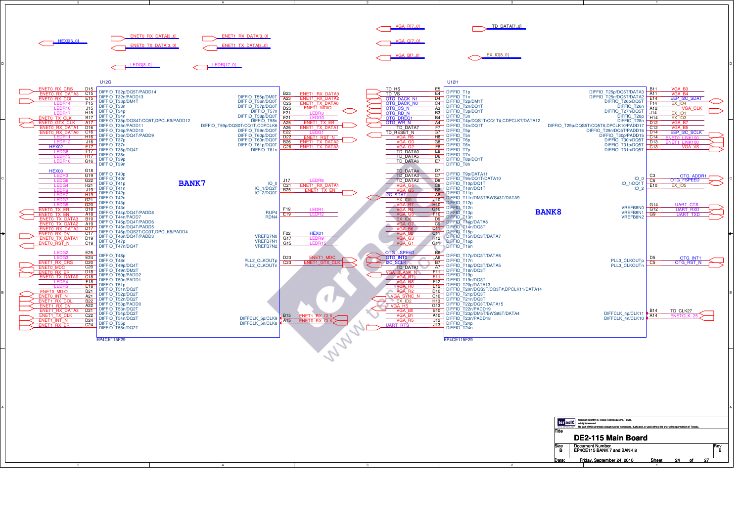# DE2-115 Main Board

Document Number: EP4CE115 BANK 7 and BANK 8

Date: Friday, September 24, 2010

Size: B — Rev: B

Copyright (c) 2007 by Terasic Technologies Inc. Taiwan. All rights reserved. No part of this schematic design may be reproduced, duplicated, or used without the prior written permission of Terasic.

## Buses

HEX0[6..0], ENET0_RX_DATA[3..0], ENET0_TX_DATA[3..0], ENET1_RX_DATA[3..0], ENET1_TX_DATA[3..0], LEDG[8..0], LEDR[17..0], VGA_R[7..0], VGA_G[7..0], VGA_B[7..0], TD_DATA[7..0], EX_IO[6..0]

## U12G — BANK7 (EP4CE115F29)

| Signal | Pin | Pin Function |
|---|---|---|
| ENET0_RX_CRS | D15 | DIFFIO_T32p/DQ5T/PADD14 |
| ENET0_RX_DATA3 | C15 | DIFFIO_T32n/PADD13 |
| ENET0_RX_COL | E15 | DIFFIO_T33p/DM4T |
| LEDR14 | F15 | DIFFIO_T33n |
| LEDR10 | J15 | DIFFIO_T34p |
| LEDR17 | H15 | DIFFIO_T34n |
| ENET0_TX_CLK | B17 | DIFFIO_T35p/DQS4T/CQ5T,DPCLK9/PADD12 |
| ENET0_GTX_CLK | A17 | DIFFIO_T35n/PADD11 |
| ENET0_RX_DATA1 | D16 | DIFFIO_T36p/PADD10 |
| ENET0_RX_DATA0 | C16 | DIFFIO_T36n/DQ4T/PADD9 |
| LEDR11 | H16 | DIFFIO_T37p |
| LEDR12 | J16 | DIFFIO_T37n |
| HEX02 | E17 | DIFFIO_T38p/DQ4T |
| LEDG8 | F17 | DIFFIO_T38n |
| LEDR13 | H17 | DIFFIO_T39p |
| LEDR16 | G16 | DIFFIO_T39n |
| HEX00 | G18 | DIFFIO_T40p |
| LEDR0 | G19 | DIFFIO_T40n |
| LEDG6 | G22 | DIFFIO_T41p |
| LEDG4 | H21 | DIFFIO_T41n |
| LEDR6 | J19 | DIFFIO_T42p |
| LEDR7 | H19 | DIFFIO_T42n |
| LEDG7 | G21 | DIFFIO_T43p |
| LEDG5 | G20 | DIFFIO_T43n |
| ENET0_TX_ER | B18 | DIFFIO_T44p/DQ4T/PADD8 |
| ENET0_TX_EN | A18 | DIFFIO_T44n/PADD7 |
| ENET0_TX_DATA3 | B19 | DIFFIO_T45p/DQ4T/PADD6 |
| ENET0_TX_DATA2 | A19 | DIFFIO_T45n/DQ4T/PADD5 |
| ENET0_RX_DATA2 | D17 | DIFFIO_T46p/DQS2T/CQ3T,DPCLK8/PADD4 |
| ENET0_RX_DV | C17 | DIFFIO_T46n/DQ4T/PADD3 |
| ENET0_TX_DATA1 | D19 | DIFFIO_T47p |
| ENET0_RST_N | C19 | DIFFIO_T47n/DQ4T |
| LEDG2 | E25 | DIFFIO_T48p |
| LEDG3 | E24 | DIFFIO_T48n |
| ENET1_RX_CRS | D20 | DIFFIO_T49p/DQ4T |
| ENET0_MDC | C20 | DIFFIO_T49n/DM2T |
| ENET0_RX_ER | D18 | DIFFIO_T50p/PADD2 |
| ENET0_TX_DATA0 | C18 | DIFFIO_T50n/PADD1 |
| LEDR4 | F18 | DIFFIO_T51p |
| LEDR5 | E18 | DIFFIO_T51n/DQ2T |
| ENET0_MDIO | B21 | DIFFIO_T52p/DQ2T |
| ENET0_INT_N | A21 | DIFFIO_T52n/DQ2T |
| ENET1_RX_COL | B22 | DIFFIO_T53p/PADD0 |
| ENET1_RX_DV | A22 | DIFFIO_T53n/DQ2T |
| ENET1_RX_DATA3 | D21 | DIFFIO_T54p/DQ2T |
| ENET1_TX_CLK | C22 | DIFFIO_T54n/DQ2T |
| ENET1_INT_N | D24 | DIFFIO_T55p |
| ENET1_RX_ER | C24 | DIFFIO_T55n/DQ2T |
| ENET1_RX_DATA0 | B23 | DIFFIO_T56p/DM0T |
| ENET1_RX_DATA2 | A23 | DIFFIO_T56n/DQ0T |
| ENET1_TX_DATA0 | C25 | DIFFIO_T57p/DQ0T |
| ENET1_MDIO | D25 | DIFFIO_T57n |
| LEDR3 | F21 | DIFFIO_T58p/DQ0T |
| LEDG0 | E21 | DIFFIO_T58n |
| ENET1_TX_ER | A25 | DIFFIO_T59p/DQS0T/CQ1T,CDPCLK6 |
| ENET1_TX_DATA1 | A26 | DIFFIO_T59n/DQ0T |
| LEDG1 | E22 | DIFFIO_T60p/DQ0T |
| ENET1_RST_N | D22 | DIFFIO_T60n/DQ0T |
| ENET1_TX_DATA2 | B26 | DIFFIO_T61p/DQ0T |
| ENET1_TX_DATA3 | C26 | DIFFIO_T61n |
| LEDR8 | J17 | IO_0 |
| ENET1_RX_DATA1 | C21 | IO_1/DQ2T |
| ENET1_TX_EN | B25 | IO_2/DQ0T |
| LEDR1 | F19 | RUP4 |
| LEDR2 | E19 | RDN4 |
| HEX01 | F22 | VREFB7N0 |
| LEDR9 | G17 | VREFB7N1 |
| LEDR15 | G15 | VREFB7N2 |
| ENET1_MDC | D23 | PLL2_CLKOUTp |
| ENET1_GTX_CLK | C23 | PLL2_CLKOUTn |
| ENET1_RX_CLK | B15 | DIFFCLK_5p/CLK9 |
| ENET0_RX_CLK | A15 | DIFFCLK_5n/CLK8 |

## U12H — BANK8 (EP4CE115F29)

| Signal | Pin | Pin Function |
|---|---|---|
| TD_HS | E5 | DIFFIO_T1p |
| TD_VS | E4 | DIFFIO_T1n |
| OTG_DACK_N1 | D4 | DIFFIO_T2p/DM1T |
| OTG_DACK_N0 | C4 | DIFFIO_T2n/DQ1T |
| OTG_CS_N | A3 | DIFFIO_T3p/DQ1T |
| OTG_RD_N | B3 | DIFFIO_T3n |
| OTG_DREQ1 | B4 | DIFFIO_T4p/DQS1T/CQ1T#,CDPCLK7/DATA12 |
| OTG_WR_N | A4 | DIFFIO_T4n/DQ1T |
| TD_DATA7 | F7 | DIFFIO_T5p |
| TD_RESET_N | G7 | DIFFIO_T5n |
| VGA_R6 | H8 | DIFFIO_T6p |
| VGA_G0 | G8 | DIFFIO_T6n |
| VGA_G2 | F8 | DIFFIO_T7p |
| TD_DATA0 | E8 | DIFFIO_T7n |
| TD_DATA5 | D6 | DIFFIO_T8p/DQ1T |
| TD_DATA6 | E7 | DIFFIO_T8n |
| TD_DATA4 | D7 | DIFFIO_T9p/DATA11 |
| TD_DATA3 | C7 | DIFFIO_T9n/DQ1T/DATA10 |
| TD_DATA2 | D8 | DIFFIO_T10p/DQ1T |
| VGA_G4 | C8 | DIFFIO_T10n/DQ1T |
| VGA_G5 | B8 | DIFFIO_T11p |
| I2C_SDAT | A8 | DIFFIO_T11n/DM3T/BWS#3T/DATA9 |
| EX_IO0 | J10 | DIFFIO_T12p |
| VGA_R7 | H10 | DIFFIO_T12n |
| VGA_R4 | G10 | DIFFIO_T13p |
| VGA_G6 | F10 | DIFFIO_T13n |
| EX_IO6 | D9 | DIFFIO_T14p/DATA8 |
| VGA_G7 | C9 | DIFFIO_T14n/DQ3T |
| VGA_B6 | D11 | DIFFIO_T15p |
| VGA_B2 | C11 | DIFFIO_T15n/DQ3T/DATA7 |
| VGA_G3 | H12 | DIFFIO_T16p |
| VGA_G1 | G11 | DIFFIO_T16n |
| OTG_LSPEED | B6 | DIFFIO_T17p/DQ3T/DATA6 |
| OTG_INT0 | A6 | DIFFIO_T17n |
| I2C_SCLK | B7 | DIFFIO_T18p/DQ3T/DATA5 |
| TD_DATA1 | A7 | DIFFIO_T18n/DQ3T |
| VGA_BLANK_N | F11 | DIFFIO_T19p |
| VGA_R1 | E11 | DIFFIO_T19n/DQ3T |
| VGA_R3 | F12 | DIFFIO_T20p/DATA13 |
| VGA_R0 | E12 | DIFFIO_T20n/DQS3T/CQ3T#,DPCLK11/DATA14 |
| VGA_R2 | D10 | DIFFIO_T21p/DQ3T |
| VGA_SYNC_N | C10 | DIFFIO_T21n/DQ3T |
| EX_IO2 | H13 | DIFFIO_T22p/DQ3T/DATA15 |
| VGA_HS | G13 | DIFFIO_T22n/PADD19 |
| VGA_B0 | B10 | DIFFIO_T23p/DM5T/BWS#5T/DATA4 |
| VGA_B1 | A10 | DIFFIO_T23n/PADD18 |
| VGA_R5 | J12 | DIFFIO_T24p |
| UART_RTS | J13 | DIFFIO_T24n |
| VGA_B3 | B11 | DIFFIO_T25p/DQ5T/DATA3 |
| VGA_B4 | A11 | DIFFIO_T25n/DQ5T/DATA2 |
| EEP_I2C_SDAT | E14 | DIFFIO_T26p/DQ5T |
| EX_IO4 | F14 | DIFFIO_T26n |
| VGA_CLK | A12 | DIFFIO_T27n/DQ5T |
| EX_IO1 | J14 | DIFFIO_T28p |
| EX_IO3 | H14 | DIFFIO_T28n |
| VGA_B7 | D12 | DIFFIO_T29p/DQS5T/CQ5T#,DPCLK10/PADD17 |
| VGA_B5 | C12 | DIFFIO_T29n/DQ5T/PADD16 |
| EEP_I2C_SCLK | D14 | DIFFIO_T30p/PADD15 |
| ENET0_LINK100 | C14 | DIFFIO_T30n/DQ5T |
| ENET1_LINK100 | D13 | DIFFIO_T31p/DQ5T |
| VGA_VS | C13 | DIFFIO_T31n/DQ5T |
| OTG_ADDR1 | C3 | IO_0 |
| OTG_FSPEED | C6 | IO_1/DQ1T |
| EX_IO5 | E10 | IO_2 |
| UART_CTS | G14 | VREFB8N0 |
| UART_RXD | G12 | VREFB8N1 |
| UART_TXD | G9 | VREFB8N2 |
| OTG_INT1 | D5 | PLL3_CLKOUTp |
| OTG_RST_N | C5 | PLL3_CLKOUTn |
| TD_CLK27 | B14 | DIFFCLK_4p/CLK11 |
| ENETCLK_25 | A14 | DIFFCLK_4n/CLK10 |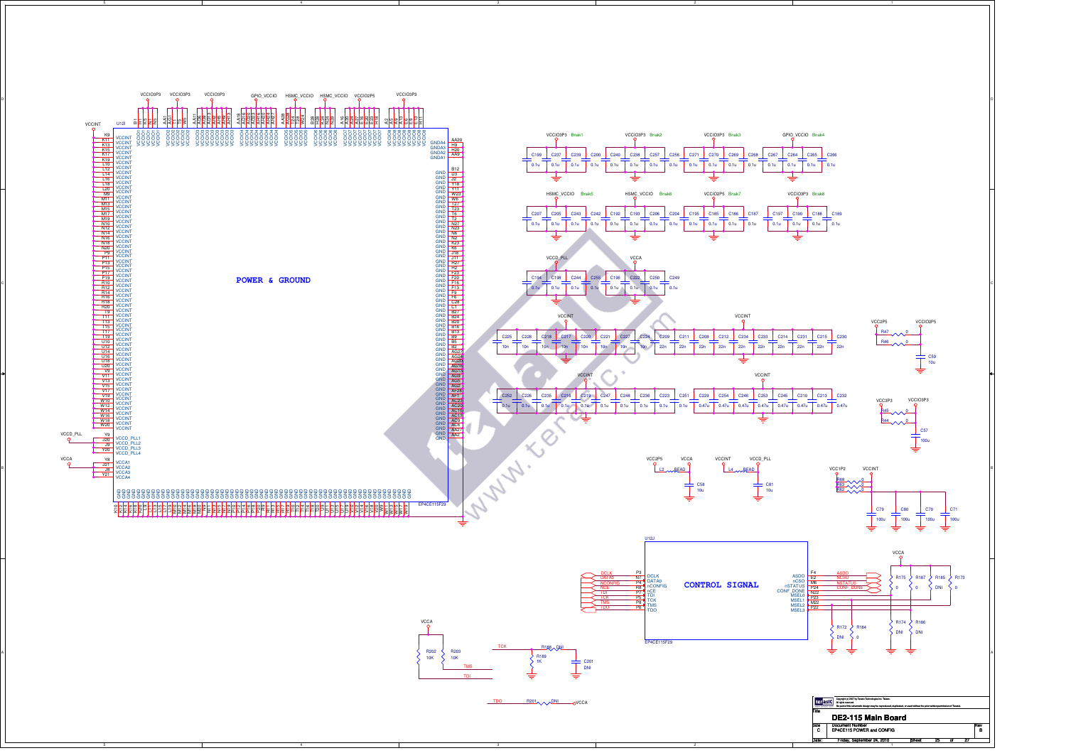# POWER & GROUND

U12I — EP4CE115F29

VCCINT, VCCIO1, VCCIO2, VCCIO3, VCCIO4, VCCIO5, VCCIO6, VCCIO7, VCCIO8, VCCD_PLL1, VCCD_PLL2, VCCD_PLL3, VCCD_PLL4, VCCA1, VCCA2, VCCA3, VCCA4, GNDA1, GNDA2, GNDA3, GNDA4, GND

Power rails: VCCIO3P3, GPIO_VCCIO, HSMC_VCCIO, VCCIO2P5, VCCD_PLL, VCCA

Decoupling groups:

- VCCIO3P3 Bnak1: C199, C237, C239, C200 — 0.1u
- VCCIO3P3 Bnak2: C240, C238, C257, C258 — 0.1u
- VCCIO3P3 Bnak3: C271, C270, C269, C268 — 0.1u
- GPIO_VCCIO Bnak4: C267, C264, C265, C266 — 0.1u
- HSMC_VCCIO Bnak5: C207, C205, C243, C242 — 0.1u
- HSMC_VCCIO Bnak6: C192, C193, C206, C204 — 0.1u
- VCCIO2P5 Bnak7: C195, C185, C186, C187 — 0.1u
- VCCIO3P3 Bnak8: C197, C190, C188, C189 — 0.1u
- VCCD_PLL: C194, C198, C244, C255 — 0.1u
- VCCA: C196, C222, C250, C249 — 0.1u
- VCCINT: C225, C228, C218, C217, C220, C221, C227, C224 — 10n; C209, C211, C208, C212, C234, C233, C214, C231, C215, C230 — 22n
- VCCINT: C252, C226, C235, C216, C219, C247, C248, C236, C223, C251 — 0.1u; C229, C254, C246, C253, C245, C210, C213, C232 — 0.47u

VCC2P5 → R47 0, R46 0 → VCCIO2P5; C59 10u

VCC3P3 → R45 0, R44 0 → VCCIO3P3; C57 100u

VCC2P5 → L2 BEAD → VCCA; C58 10u

VCCINT → L4 BEAD → VCCD_PLL; C61 10u

VCC1P2 → R68 0, R63 0, R62 0 → VCCINT; C79 100u, C80 100u, C70 100u, C71 100u

# CONTROL SIGNAL

U12J — EP4CE115F29

| Signal | Pin | Function |
|---|---|---|
| DCLK | P3 | DCLK |
| DATA0 | N7 | DATA0 |
| NCONFIG | P4 | nCONFIG |
| NCE | R8 | nCE |
| TDI | P7 | TDI |
| TCK | P5 | TCK |
| TMS | P8 | TMS |
| TDO | P6 | TDO |

| Function | Pin | Signal |
|---|---|---|
| ASDO | F4 | ASDO |
| nCSO | E2 | NCSO |
| nSTATUS | M6 | NSTATUS |
| CONF_DONE | P24 | CONF_DONE |
| MSEL0 | N22 | |
| MSEL1 | P23 | |
| MSEL2 | M22 | |
| MSEL3 | P22 | |

VCCA: R175 0, R187 0, R185 DNI, R173 0

R172 DNI, R184 0, R174 DNI, R186 DNI

VCCA: R202 10K, R203 10K — TMS, TDI

TCK: R188 DNI, R189 1K, C201 DNI

TDO: R201 DNI — VCCA

www.terasic.com

Copyright (c) 2007 by Terasic Technologies Inc. Taiwan. All rights reserved. No part of this schematic design may be reproduced, duplicated, or used without the prior written permission of Terasic.

| Title | DE2-115 Main Board | |
|---|---|---|
| Size: C | Document Number: EP4CE115 POWER and CONFIG | Rev: B |
| Date: Friday, September 24, 2010 | Sheet 25 of 27 | |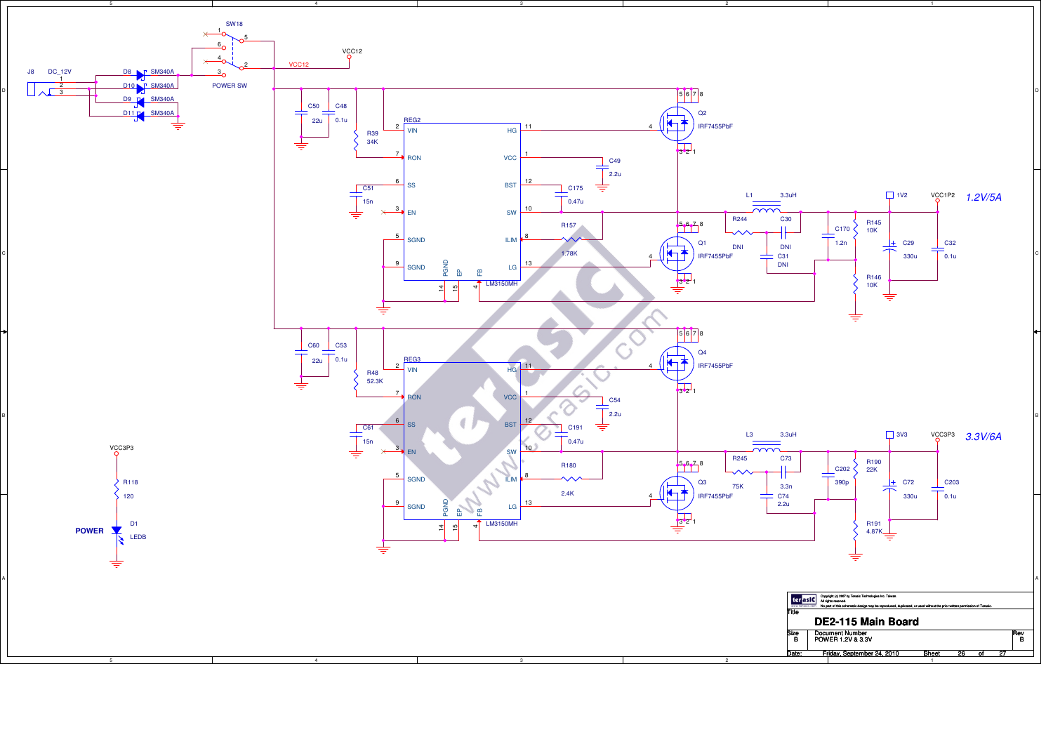# DE2-115 Main Board

## POWER 1.2V & 3.3V

**Input / Power switch**

- J8: DC_12V (pins 1, 2, 3)
- D8, D10, D9, D11: SM340A
- SW18: POWER SW (pins 1–6)
- VCC12

**REG2 — LM3150MH (1.2V/5A, VCC1P2)**

| Pin | Name | Connection |
|---|---|---|
| 2 | VIN | VCC12; C50 22u, C48 0.1u |
| 7 | RON | R39 34K |
| 6 | SS | C51 15n |
| 3 | EN | NC |
| 5 | SGND | GND |
| 9 | SGND | GND |
| 14 | PGND | GND |
| 15 | EP | GND |
| 4 | FB | R145 10K / R146 10K divider |
| 11 | HG | Q2 IRF7455PbF (gate, pin 4) |
| 1 | VCC | C49 2.2u |
| 12 | BST | C175 0.47u |
| 10 | SW | L1 3.3uH; R244 DNI, C30 DNI, C31 DNI |
| 8 | ILIM | R157 1.78K |
| 13 | LG | Q1 IRF7455PbF (gate, pin 4) |

Output: 1V2, VCC1P2, *1.2V/5A*; C170 1.2n, C29 330u, C32 0.1u

**REG3 — LM3150MH (3.3V/6A, VCC3P3)**

| Pin | Name | Connection |
|---|---|---|
| 2 | VIN | VCC12; C60 22u, C53 0.1u |
| 7 | RON | R48 52.3K |
| 6 | SS | C61 15n |
| 3 | EN | NC |
| 5 | SGND | GND |
| 9 | SGND | GND |
| 14 | PGND | GND |
| 15 | EP | GND |
| 4 | FB | R190 22K / R191 4.87K divider |
| 11 | HG | Q4 IRF7455PbF (gate, pin 4) |
| 1 | VCC | C54 2.2u |
| 12 | BST | C191 0.47u |
| 10 | SW | L3 3.3uH; R245 75K, C73 3.3n, C74 2.2u |
| 8 | ILIM | R180 2.4K |
| 13 | LG | Q3 IRF7455PbF (gate, pin 4) |

Output: 3V3, VCC3P3, *3.3V/6A*; C202 390p, C72 330u, C203 0.1u

**Power LED**

- VCC3P3 — R118 120 — D1 LEDB (**POWER**) — GND

---

Copyright (c) 2007 by Terasic Technologies Inc. Taiwan. All rights reserved. No part of this schematic design may be reproduced, duplicated, or used without the prior written permission of Terasic.

| Title | DE2-115 Main Board | | |
|---|---|---|---|
| Size | Document Number | | Rev |
| B | POWER 1.2V & 3.3V | | B |
| Date: | Friday, September 24, 2010 | Sheet 26 of 27 | |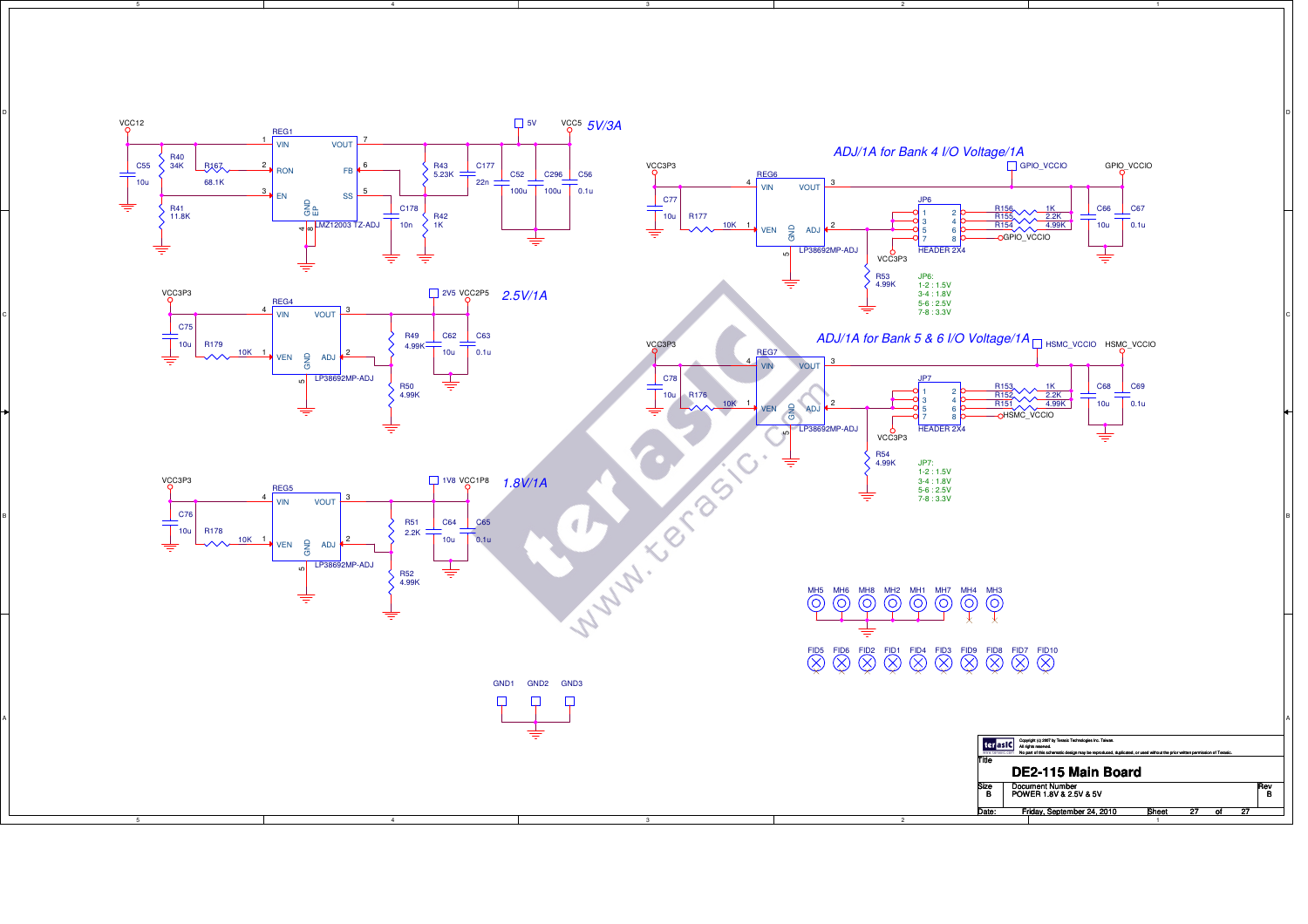VCC12

REG1

VIN VOUT

RON FB

EN SS

GND EP

LMZ12003 TZ-ADJ

R40 34K

R41 11.8K

C55 10u

R167 68.1K

R43 5.23K

R42 1K

C177 22n

C178 10n

5V

VCC5 *5V/3A*

C52 100u

C296 100u

C56 0.1u

VCC3P3

REG4

VIN VOUT

VEN ADJ

GND

LP38692MP-ADJ

C75 10u

R179 10K

R49 4.99K

R50 4.99K

2V5 VCC2P5 *2.5V/1A*

C62 10u

C63 0.1u

VCC3P3

REG5

VIN VOUT

VEN ADJ

GND

LP38692MP-ADJ

C76 10u

R178 10K

R51 2.2K

R52 4.99K

1V8 VCC1P8 *1.8V/1A*

C64 10u

C65 0.1u

*ADJ/1A for Bank 4 I/O Voltage/1A*

VCC3P3

REG6

VIN VOUT

VEN ADJ

GND

LP38692MP-ADJ

C77 10u

R177 10K

R53 4.99K

JP6

HEADER 2X4

R156 1K

R155 2.2K

R154 4.99K

GPIO_VCCIO

C66 10u

C67 0.1u

JP6:
1-2 : 1.5V
3-4 : 1.8V
5-6 : 2.5V
7-8 : 3.3V

*ADJ/1A for Bank 5 & 6 I/O Voltage/1A*

VCC3P3

REG7

VIN VOUT

VEN ADJ

GND

LP38692MP-ADJ

C78 10u

R176 10K

R54 4.99K

JP7

HEADER 2X4

R153 1K

R152 2.2K

R151 4.99K

HSMC_VCCIO

C68 10u

C69 0.1u

JP7:
1-2 : 1.5V
3-4 : 1.8V
5-6 : 2.5V
7-8 : 3.3V

MH5 MH6 MH8 MH2 MH1 MH7 MH4 MH3

FID5 FID6 FID2 FID1 FID4 FID3 FID9 FID8 FID7 FID10

GND1 GND2 GND3

Copyright (c) 2007 by Terasic Technologies Inc. Taiwan.
All rights reserved.
No part of this schematic design may be reproduced, duplicated, or used without the prior written permission of Terasic.

| | | |
|---|---|---|
| Title | **DE2-115 Main Board** | |
| Size B | Document Number: POWER 1.8V & 2.5V & 5V | Rev B |
| Date: Friday, September 24, 2010 | Sheet 27 of 27 | |